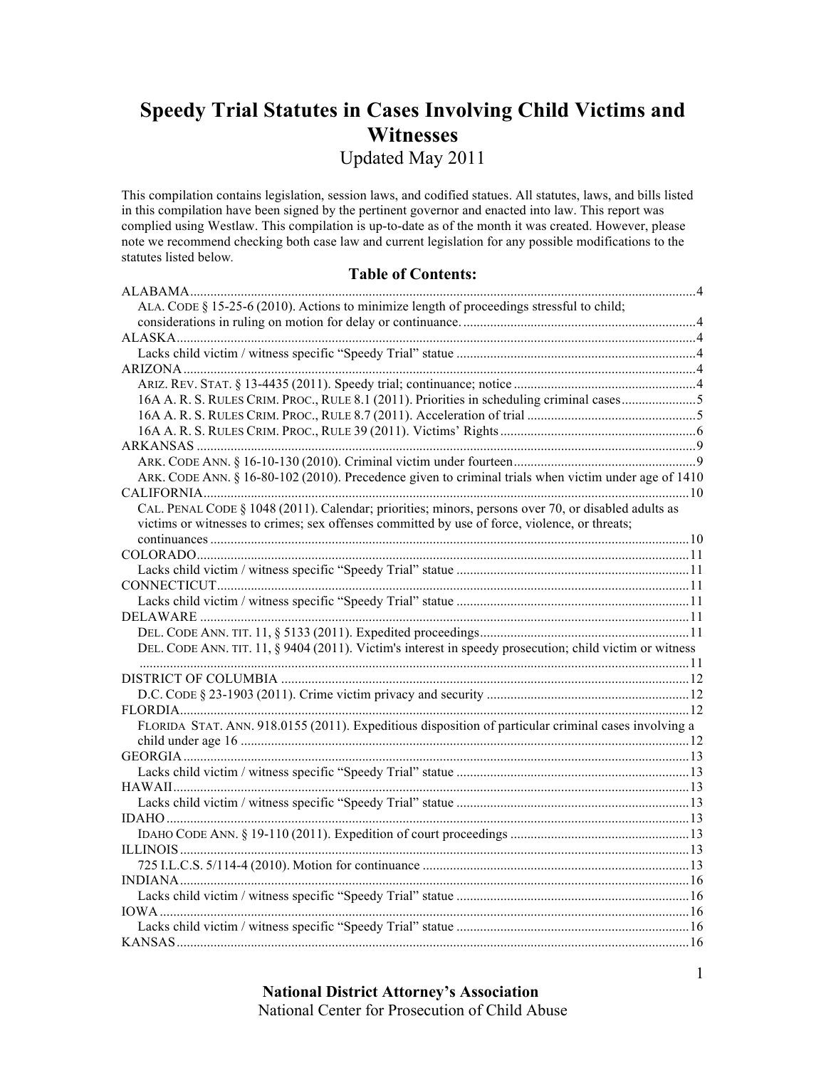# Speedy Trial Statutes in Cases Involving Child Victims and Witnesses

Updated May 2011

This compilation contains legislation, session laws, and codified statues. All statutes, laws, and bills listed in this compilation have been signed by the pertinent governor and enacted into law. This report was complied using Westlaw. This compilation is up-to-date as of the month it was created. However, please note we recommend checking both case law and current legislation for any possible modifications to the statutes listed below.

## Table of Contents:

ALABAMA....................4
- ALA. CODE § 15-25-6 (2010). Actions to minimize length of proceedings stressful to child; considerations in ruling on motion for delay or continuance....................4

ALASKA....................4
- Lacks child victim / witness specific "Speedy Trial" statue....................4

ARIZONA....................4
- ARIZ. REV. STAT. § 13-4435 (2011). Speedy trial; continuance; notice....................4
- 16A A. R. S. RULES CRIM. PROC., RULE 8.1 (2011). Priorities in scheduling criminal cases....................5
- 16A A. R. S. RULES CRIM. PROC., RULE 8.7 (2011). Acceleration of trial....................5
- 16A A. R. S. RULES CRIM. PROC., RULE 39 (2011). Victims' Rights....................6

ARKANSAS....................9
- ARK. CODE ANN. § 16-10-130 (2010). Criminal victim under fourteen....................9
- ARK. CODE ANN. § 16-80-102 (2010). Precedence given to criminal trials when victim under age of 14....................10

CALIFORNIA....................10
- CAL. PENAL CODE § 1048 (2011). Calendar; priorities; minors, persons over 70, or disabled adults as victims or witnesses to crimes; sex offenses committed by use of force, violence, or threats; continuances....................10

COLORADO....................11
- Lacks child victim / witness specific "Speedy Trial" statue....................11

CONNECTICUT....................11
- Lacks child victim / witness specific "Speedy Trial" statue....................11

DELAWARE....................11
- DEL. CODE ANN. TIT. 11, § 5133 (2011). Expedited proceedings....................11
- DEL. CODE ANN. TIT. 11, § 9404 (2011). Victim's interest in speedy prosecution; child victim or witness....................11

DISTRICT OF COLUMBIA....................12
- D.C. CODE § 23-1903 (2011). Crime victim privacy and security....................12

FLORDIA....................12
- FLORIDA STAT. ANN. 918.0155 (2011). Expeditious disposition of particular criminal cases involving a child under age 16....................12

GEORGIA....................13
- Lacks child victim / witness specific "Speedy Trial" statue....................13

HAWAII....................13
- Lacks child victim / witness specific "Speedy Trial" statue....................13

IDAHO....................13
- IDAHO CODE ANN. § 19-110 (2011). Expedition of court proceedings....................13

ILLINOIS....................13
- 725 I.L.C.S. 5/114-4 (2010). Motion for continuance....................13

INDIANA....................16
- Lacks child victim / witness specific "Speedy Trial" statue....................16

IOWA....................16
- Lacks child victim / witness specific "Speedy Trial" statue....................16

KANSAS....................16

**National District Attorney's Association**
National Center for Prosecution of Child Abuse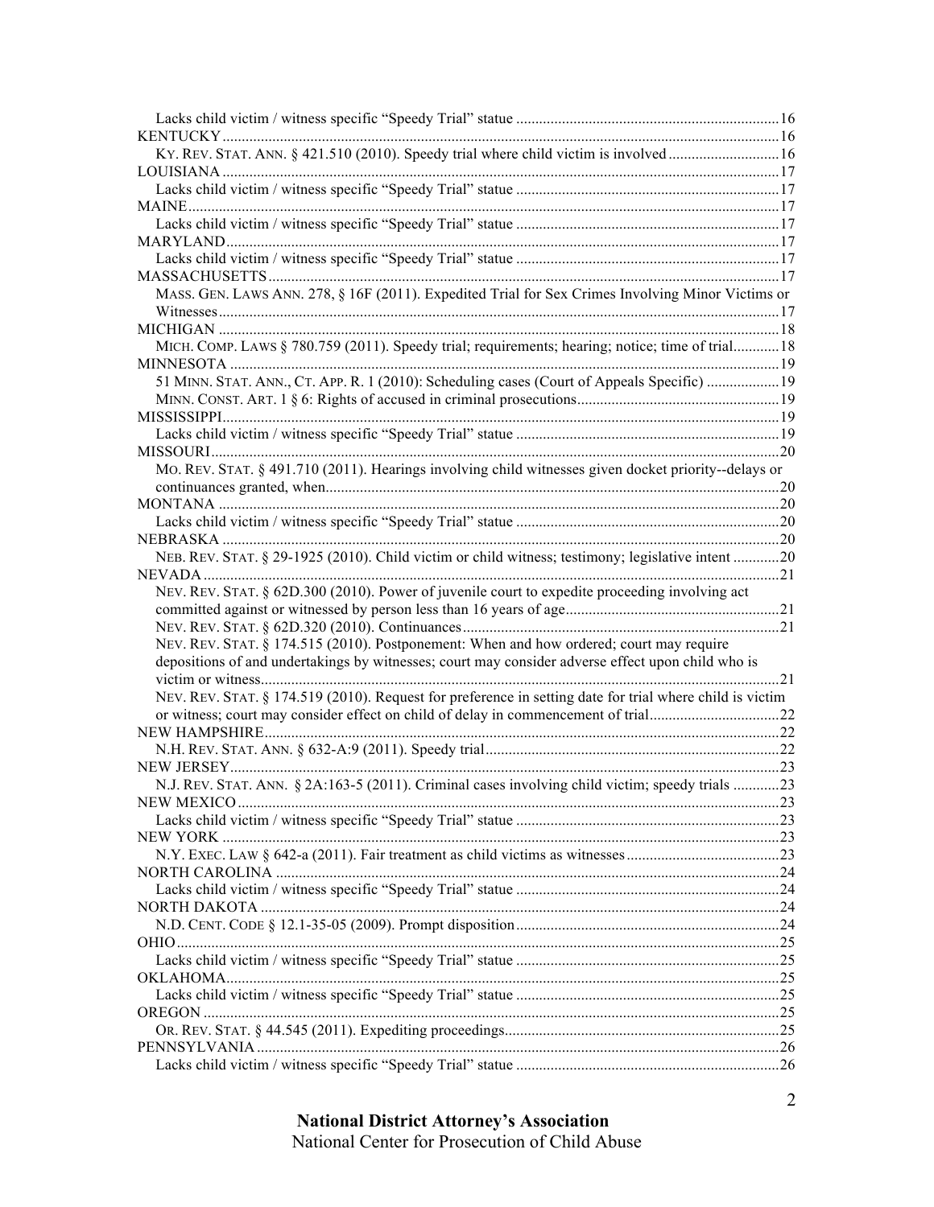Lacks child victim / witness specific "Speedy Trial" statue ....................................................................16

KENTUCKY ................................................................................................................................16

KY. REV. STAT. ANN. § 421.510 (2010). Speedy trial where child victim is involved ............................16

LOUISIANA ................................................................................................................................17

Lacks child victim / witness specific "Speedy Trial" statue ....................................................................17

MAINE........................................................................................................................................17

Lacks child victim / witness specific "Speedy Trial" statue ....................................................................17

MARYLAND..............................................................................................................................17

Lacks child victim / witness specific "Speedy Trial" statue ....................................................................17

MASSACHUSETTS ...................................................................................................................17

MASS. GEN. LAWS ANN. 278, § 16F (2011). Expedited Trial for Sex Crimes Involving Minor Victims or Witnesses ................................................................................................................................17

MICHIGAN ................................................................................................................................18

MICH. COMP. LAWS § 780.759 (2011). Speedy trial; requirements; hearing; notice; time of trial............18

MINNESOTA .............................................................................................................................19

51 MINN. STAT. ANN., CT. APP. R. 1 (2010): Scheduling cases (Court of Appeals Specific) ...................19

MINN. CONST. ART. 1 § 6: Rights of accused in criminal prosecutions....................................................19

MISSISSIPPI...............................................................................................................................19

Lacks child victim / witness specific "Speedy Trial" statue ....................................................................19

MISSOURI..................................................................................................................................20

MO. REV. STAT. § 491.710 (2011). Hearings involving child witnesses given docket priority--delays or continuances granted, when.......................................................................................................20

MONTANA ................................................................................................................................20

Lacks child victim / witness specific "Speedy Trial" statue ....................................................................20

NEBRASKA ...............................................................................................................................20

NEB. REV. STAT. § 29-1925 (2010). Child victim or child witness; testimony; legislative intent ............20

NEVADA ....................................................................................................................................21

NEV. REV. STAT. § 62D.300 (2010). Power of juvenile court to expedite proceeding involving act committed against or witnessed by person less than 16 years of age.......................................................21

NEV. REV. STAT. § 62D.320 (2010). Continuances.................................................................................21

NEV. REV. STAT. § 174.515 (2010). Postponement: When and how ordered; court may require depositions of and undertakings by witnesses; court may consider adverse effect upon child who is victim or witness.....................................................................................................................21

NEV. REV. STAT. § 174.519 (2010). Request for preference in setting date for trial where child is victim or witness; court may consider effect on child of delay in commencement of trial..................................22

NEW HAMPSHIRE....................................................................................................................22

N.H. REV. STAT. ANN. § 632-A:9 (2011). Speedy trial............................................................................22

NEW JERSEY.............................................................................................................................23

N.J. REV. STAT. ANN. § 2A:163-5 (2011). Criminal cases involving child victim; speedy trials ............23

NEW MEXICO ...........................................................................................................................23

Lacks child victim / witness specific "Speedy Trial" statue ....................................................................23

NEW YORK ...............................................................................................................................23

N.Y. EXEC. LAW § 642-a (2011). Fair treatment as child victims as witnesses........................................23

NORTH CAROLINA .................................................................................................................24

Lacks child victim / witness specific "Speedy Trial" statue ....................................................................24

NORTH DAKOTA .....................................................................................................................24

N.D. CENT. CODE § 12.1-35-05 (2009). Prompt disposition....................................................................24

OHIO..........................................................................................................................................25

Lacks child victim / witness specific "Speedy Trial" statue ....................................................................25

OKLAHOMA..............................................................................................................................25

Lacks child victim / witness specific "Speedy Trial" statue ....................................................................25

OREGON ....................................................................................................................................25

OR. REV. STAT. § 44.545 (2011). Expediting proceedings.......................................................................25

PENNSYLVANIA ......................................................................................................................26

Lacks child victim / witness specific "Speedy Trial" statue ....................................................................26

**National District Attorney's Association**
National Center for Prosecution of Child Abuse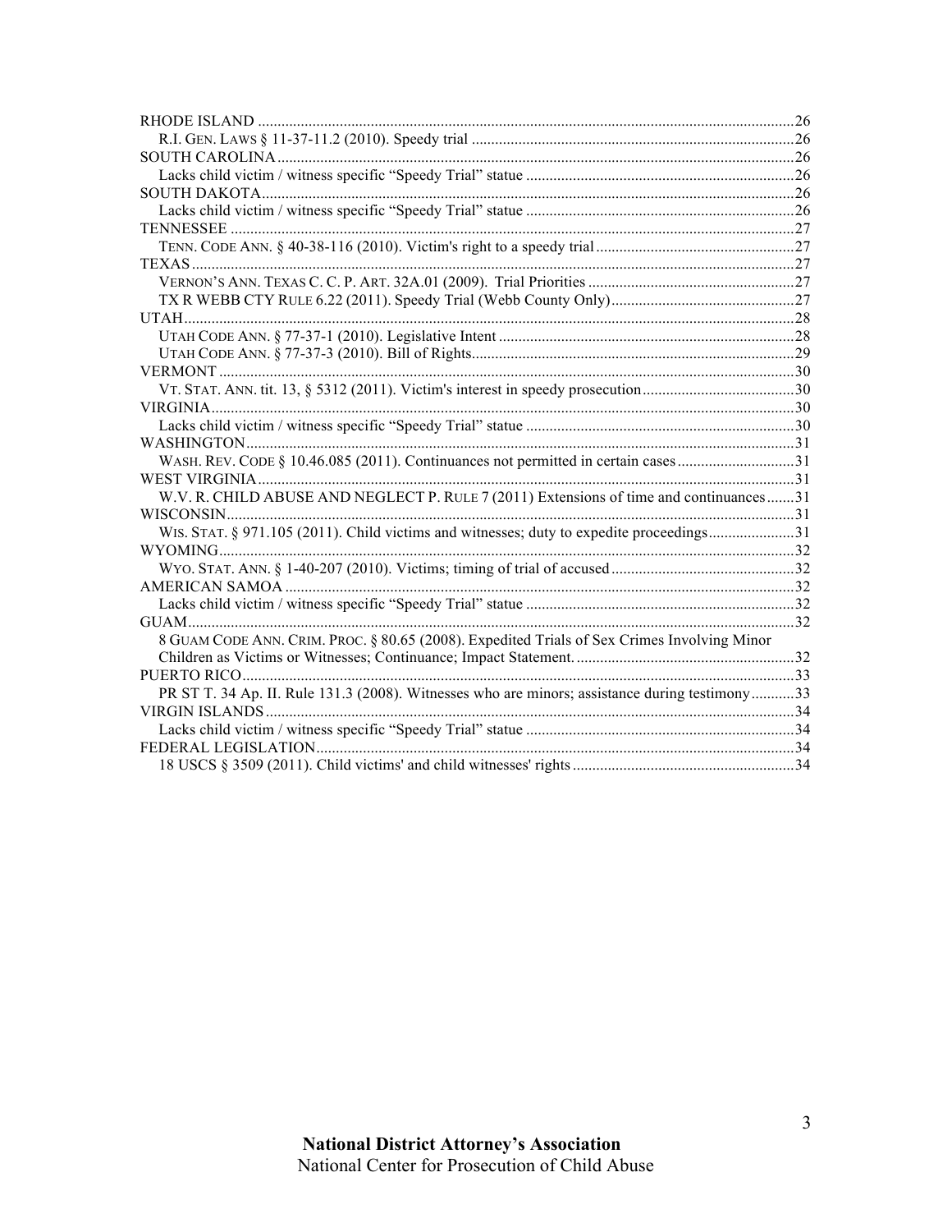RHODE ISLAND ....................................................................................................................................26
R.I. GEN. LAWS § 11-37-11.2 (2010). Speedy trial ..................................................................................26
SOUTH CAROLINA ..............................................................................................................................26
Lacks child victim / witness specific "Speedy Trial" statue ......................................................................26
SOUTH DAKOTA ..................................................................................................................................26
Lacks child victim / witness specific "Speedy Trial" statue ......................................................................26
TENNESSEE .........................................................................................................................................27
TENN. CODE ANN. § 40-38-116 (2010). Victim's right to a speedy trial ...................................................27
TEXAS .................................................................................................................................................27
VERNON'S ANN. TEXAS C. C. P. ART. 32A.01 (2009). Trial Priorities .....................................................27
TX R WEBB CTY RULE 6.22 (2011). Speedy Trial (Webb County Only) ...............................................27
UTAH ..................................................................................................................................................28
UTAH CODE ANN. § 77-37-1 (2010). Legislative Intent ...........................................................................28
UTAH CODE ANN. § 77-37-3 (2010). Bill of Rights..................................................................................29
VERMONT ...........................................................................................................................................30
VT. STAT. ANN. tit. 13, § 5312 (2011). Victim's interest in speedy prosecution .......................................30
VIRGINIA .............................................................................................................................................30
Lacks child victim / witness specific "Speedy Trial" statue ......................................................................30
WASHINGTON .....................................................................................................................................31
WASH. REV. CODE § 10.46.085 (2011). Continuances not permitted in certain cases ..............................31
WEST VIRGINIA ...................................................................................................................................31
W.V. R. CHILD ABUSE AND NEGLECT P. RULE 7 (2011) Extensions of time and continuances .......31
WISCONSIN .........................................................................................................................................31
WIS. STAT. § 971.105 (2011). Child victims and witnesses; duty to expedite proceedings ......................31
WYOMING ...........................................................................................................................................32
WYO. STAT. ANN. § 1-40-207 (2010). Victims; timing of trial of accused ...............................................32
AMERICAN SAMOA ............................................................................................................................32
Lacks child victim / witness specific "Speedy Trial" statue ......................................................................32
GUAM ..................................................................................................................................................32
8 GUAM CODE ANN. CRIM. PROC. § 80.65 (2008). Expedited Trials of Sex Crimes Involving Minor Children as Victims or Witnesses; Continuance; Impact Statement. .........................................................32
PUERTO RICO ......................................................................................................................................33
PR ST T. 34 Ap. II. Rule 131.3 (2008). Witnesses who are minors; assistance during testimony ...........33
VIRGIN ISLANDS ..................................................................................................................................34
Lacks child victim / witness specific "Speedy Trial" statue ......................................................................34
FEDERAL LEGISLATION ......................................................................................................................34
18 USCS § 3509 (2011). Child victims' and child witnesses' rights .........................................................34

**National District Attorney's Association**
National Center for Prosecution of Child Abuse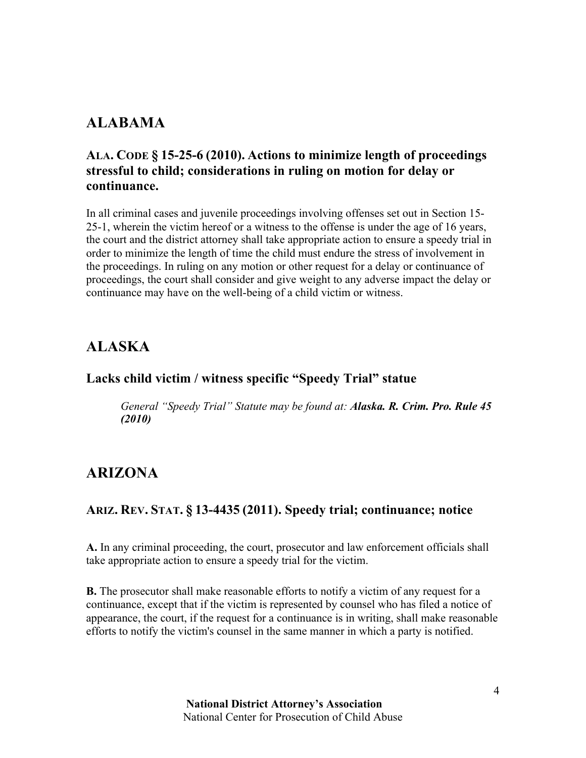## ALABAMA

### ALA. CODE § 15-25-6 (2010). Actions to minimize length of proceedings stressful to child; considerations in ruling on motion for delay or continuance.

In all criminal cases and juvenile proceedings involving offenses set out in Section 15-25-1, wherein the victim hereof or a witness to the offense is under the age of 16 years, the court and the district attorney shall take appropriate action to ensure a speedy trial in order to minimize the length of time the child must endure the stress of involvement in the proceedings. In ruling on any motion or other request for a delay or continuance of proceedings, the court shall consider and give weight to any adverse impact the delay or continuance may have on the well-being of a child victim or witness.

## ALASKA

### Lacks child victim / witness specific "Speedy Trial" statue

> *General "Speedy Trial" Statute may be found at:* ***Alaska. R. Crim. Pro. Rule 45 (2010)***

## ARIZONA

### ARIZ. REV. STAT. § 13-4435 (2011). Speedy trial; continuance; notice

**A.** In any criminal proceeding, the court, prosecutor and law enforcement officials shall take appropriate action to ensure a speedy trial for the victim.

**B.** The prosecutor shall make reasonable efforts to notify a victim of any request for a continuance, except that if the victim is represented by counsel who has filed a notice of appearance, the court, if the request for a continuance is in writing, shall make reasonable efforts to notify the victim's counsel in the same manner in which a party is notified.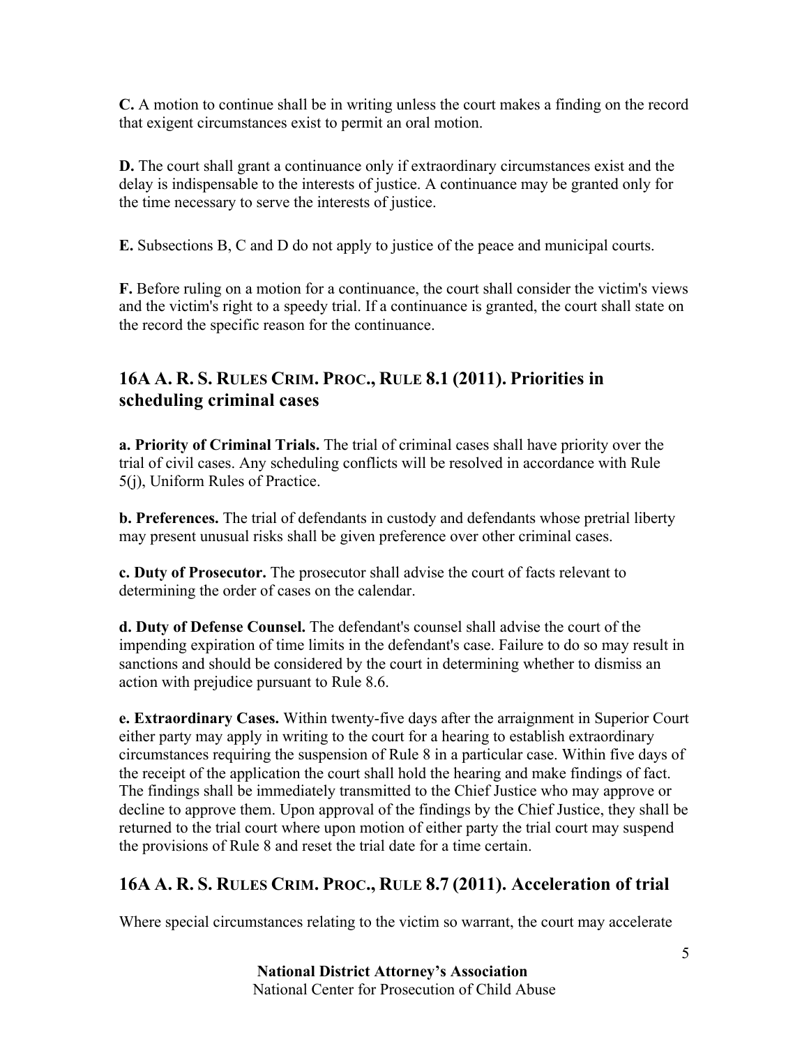**C.** A motion to continue shall be in writing unless the court makes a finding on the record that exigent circumstances exist to permit an oral motion.

**D.** The court shall grant a continuance only if extraordinary circumstances exist and the delay is indispensable to the interests of justice. A continuance may be granted only for the time necessary to serve the interests of justice.

**E.** Subsections B, C and D do not apply to justice of the peace and municipal courts.

**F.** Before ruling on a motion for a continuance, the court shall consider the victim's views and the victim's right to a speedy trial. If a continuance is granted, the court shall state on the record the specific reason for the continuance.

## 16A A. R. S. RULES CRIM. PROC., RULE 8.1 (2011). Priorities in scheduling criminal cases

**a. Priority of Criminal Trials.** The trial of criminal cases shall have priority over the trial of civil cases. Any scheduling conflicts will be resolved in accordance with Rule 5(j), Uniform Rules of Practice.

**b. Preferences.** The trial of defendants in custody and defendants whose pretrial liberty may present unusual risks shall be given preference over other criminal cases.

**c. Duty of Prosecutor.** The prosecutor shall advise the court of facts relevant to determining the order of cases on the calendar.

**d. Duty of Defense Counsel.** The defendant's counsel shall advise the court of the impending expiration of time limits in the defendant's case. Failure to do so may result in sanctions and should be considered by the court in determining whether to dismiss an action with prejudice pursuant to Rule 8.6.

**e. Extraordinary Cases.** Within twenty-five days after the arraignment in Superior Court either party may apply in writing to the court for a hearing to establish extraordinary circumstances requiring the suspension of Rule 8 in a particular case. Within five days of the receipt of the application the court shall hold the hearing and make findings of fact. The findings shall be immediately transmitted to the Chief Justice who may approve or decline to approve them. Upon approval of the findings by the Chief Justice, they shall be returned to the trial court where upon motion of either party the trial court may suspend the provisions of Rule 8 and reset the trial date for a time certain.

## 16A A. R. S. RULES CRIM. PROC., RULE 8.7 (2011). Acceleration of trial

Where special circumstances relating to the victim so warrant, the court may accelerate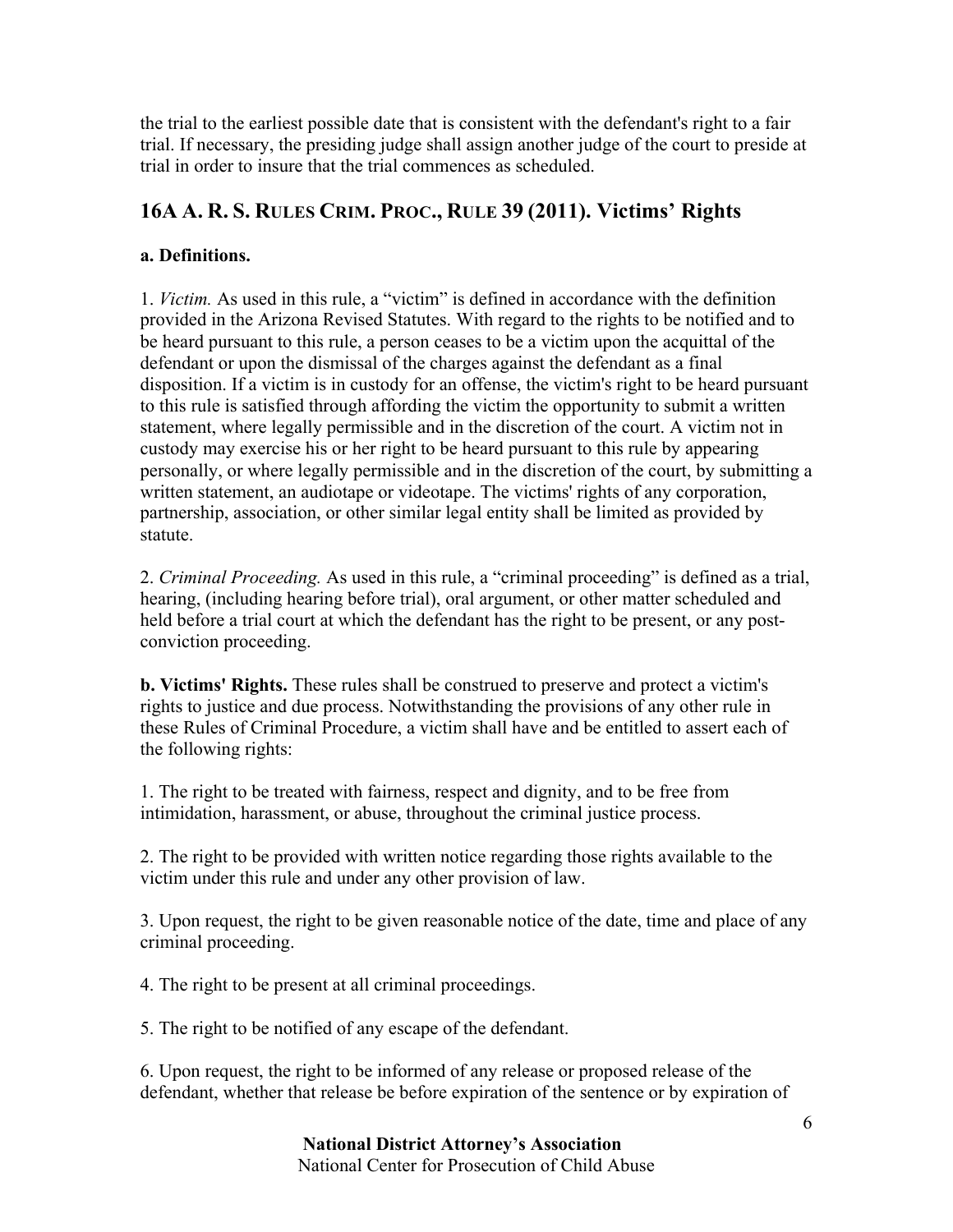the trial to the earliest possible date that is consistent with the defendant's right to a fair trial. If necessary, the presiding judge shall assign another judge of the court to preside at trial in order to insure that the trial commences as scheduled.

## 16A A. R. S. RULES CRIM. PROC., RULE 39 (2011). Victims' Rights

**a. Definitions.**

1. *Victim.* As used in this rule, a "victim" is defined in accordance with the definition provided in the Arizona Revised Statutes. With regard to the rights to be notified and to be heard pursuant to this rule, a person ceases to be a victim upon the acquittal of the defendant or upon the dismissal of the charges against the defendant as a final disposition. If a victim is in custody for an offense, the victim's right to be heard pursuant to this rule is satisfied through affording the victim the opportunity to submit a written statement, where legally permissible and in the discretion of the court. A victim not in custody may exercise his or her right to be heard pursuant to this rule by appearing personally, or where legally permissible and in the discretion of the court, by submitting a written statement, an audiotape or videotape. The victims' rights of any corporation, partnership, association, or other similar legal entity shall be limited as provided by statute.

2. *Criminal Proceeding.* As used in this rule, a "criminal proceeding" is defined as a trial, hearing, (including hearing before trial), oral argument, or other matter scheduled and held before a trial court at which the defendant has the right to be present, or any post-conviction proceeding.

**b. Victims' Rights.** These rules shall be construed to preserve and protect a victim's rights to justice and due process. Notwithstanding the provisions of any other rule in these Rules of Criminal Procedure, a victim shall have and be entitled to assert each of the following rights:

1. The right to be treated with fairness, respect and dignity, and to be free from intimidation, harassment, or abuse, throughout the criminal justice process.

2. The right to be provided with written notice regarding those rights available to the victim under this rule and under any other provision of law.

3. Upon request, the right to be given reasonable notice of the date, time and place of any criminal proceeding.

4. The right to be present at all criminal proceedings.

5. The right to be notified of any escape of the defendant.

6. Upon request, the right to be informed of any release or proposed release of the defendant, whether that release be before expiration of the sentence or by expiration of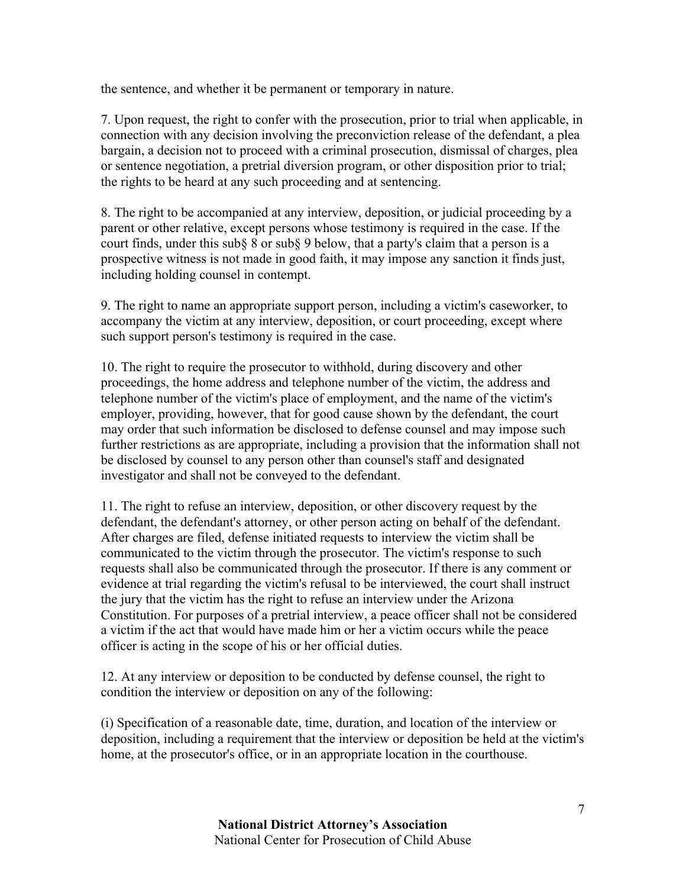the sentence, and whether it be permanent or temporary in nature.

7. Upon request, the right to confer with the prosecution, prior to trial when applicable, in connection with any decision involving the preconviction release of the defendant, a plea bargain, a decision not to proceed with a criminal prosecution, dismissal of charges, plea or sentence negotiation, a pretrial diversion program, or other disposition prior to trial; the rights to be heard at any such proceeding and at sentencing.

8. The right to be accompanied at any interview, deposition, or judicial proceeding by a parent or other relative, except persons whose testimony is required in the case. If the court finds, under this sub§ 8 or sub§ 9 below, that a party's claim that a person is a prospective witness is not made in good faith, it may impose any sanction it finds just, including holding counsel in contempt.

9. The right to name an appropriate support person, including a victim's caseworker, to accompany the victim at any interview, deposition, or court proceeding, except where such support person's testimony is required in the case.

10. The right to require the prosecutor to withhold, during discovery and other proceedings, the home address and telephone number of the victim, the address and telephone number of the victim's place of employment, and the name of the victim's employer, providing, however, that for good cause shown by the defendant, the court may order that such information be disclosed to defense counsel and may impose such further restrictions as are appropriate, including a provision that the information shall not be disclosed by counsel to any person other than counsel's staff and designated investigator and shall not be conveyed to the defendant.

11. The right to refuse an interview, deposition, or other discovery request by the defendant, the defendant's attorney, or other person acting on behalf of the defendant. After charges are filed, defense initiated requests to interview the victim shall be communicated to the victim through the prosecutor. The victim's response to such requests shall also be communicated through the prosecutor. If there is any comment or evidence at trial regarding the victim's refusal to be interviewed, the court shall instruct the jury that the victim has the right to refuse an interview under the Arizona Constitution. For purposes of a pretrial interview, a peace officer shall not be considered a victim if the act that would have made him or her a victim occurs while the peace officer is acting in the scope of his or her official duties.

12. At any interview or deposition to be conducted by defense counsel, the right to condition the interview or deposition on any of the following:

(i) Specification of a reasonable date, time, duration, and location of the interview or deposition, including a requirement that the interview or deposition be held at the victim's home, at the prosecutor's office, or in an appropriate location in the courthouse.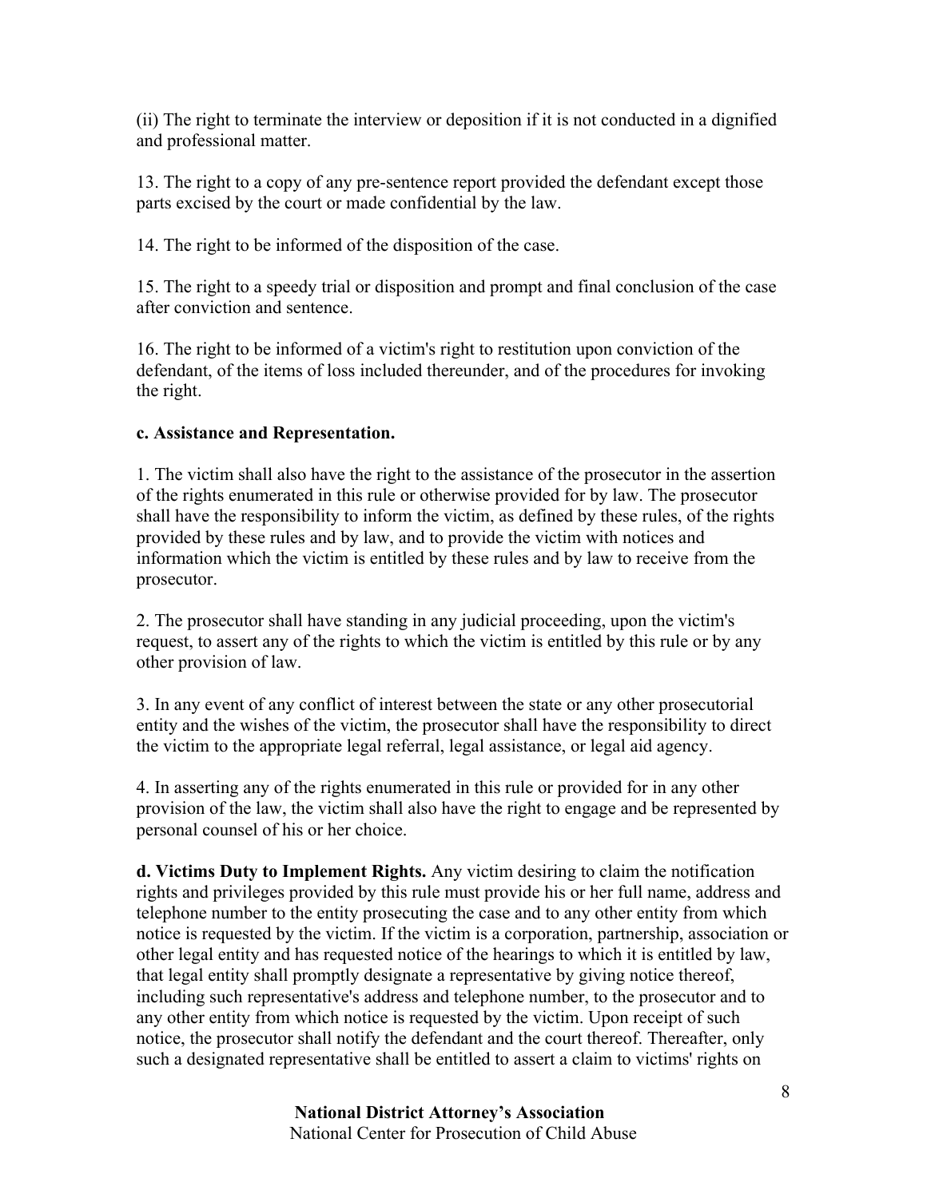(ii) The right to terminate the interview or deposition if it is not conducted in a dignified and professional matter.

13. The right to a copy of any pre-sentence report provided the defendant except those parts excised by the court or made confidential by the law.

14. The right to be informed of the disposition of the case.

15. The right to a speedy trial or disposition and prompt and final conclusion of the case after conviction and sentence.

16. The right to be informed of a victim's right to restitution upon conviction of the defendant, of the items of loss included thereunder, and of the procedures for invoking the right.

**c. Assistance and Representation.**

1. The victim shall also have the right to the assistance of the prosecutor in the assertion of the rights enumerated in this rule or otherwise provided for by law. The prosecutor shall have the responsibility to inform the victim, as defined by these rules, of the rights provided by these rules and by law, and to provide the victim with notices and information which the victim is entitled by these rules and by law to receive from the prosecutor.

2. The prosecutor shall have standing in any judicial proceeding, upon the victim's request, to assert any of the rights to which the victim is entitled by this rule or by any other provision of law.

3. In any event of any conflict of interest between the state or any other prosecutorial entity and the wishes of the victim, the prosecutor shall have the responsibility to direct the victim to the appropriate legal referral, legal assistance, or legal aid agency.

4. In asserting any of the rights enumerated in this rule or provided for in any other provision of the law, the victim shall also have the right to engage and be represented by personal counsel of his or her choice.

**d. Victims Duty to Implement Rights.** Any victim desiring to claim the notification rights and privileges provided by this rule must provide his or her full name, address and telephone number to the entity prosecuting the case and to any other entity from which notice is requested by the victim. If the victim is a corporation, partnership, association or other legal entity and has requested notice of the hearings to which it is entitled by law, that legal entity shall promptly designate a representative by giving notice thereof, including such representative's address and telephone number, to the prosecutor and to any other entity from which notice is requested by the victim. Upon receipt of such notice, the prosecutor shall notify the defendant and the court thereof. Thereafter, only such a designated representative shall be entitled to assert a claim to victims' rights on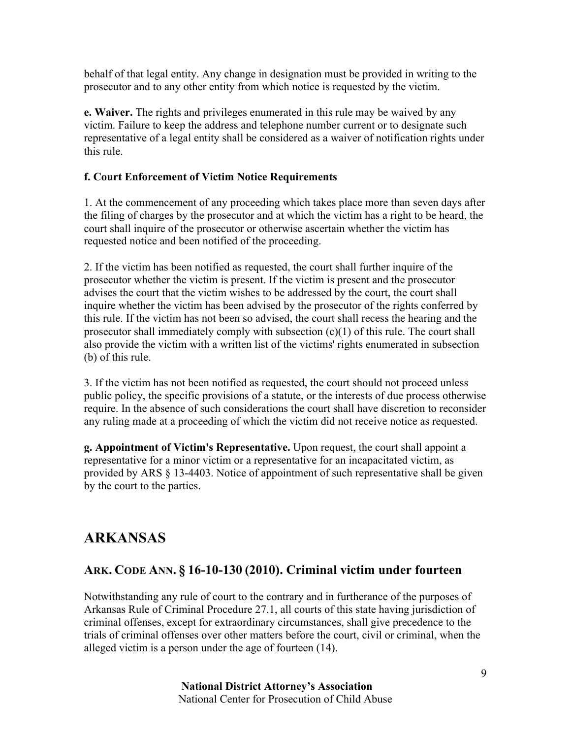behalf of that legal entity. Any change in designation must be provided in writing to the prosecutor and to any other entity from which notice is requested by the victim.

**e. Waiver.** The rights and privileges enumerated in this rule may be waived by any victim. Failure to keep the address and telephone number current or to designate such representative of a legal entity shall be considered as a waiver of notification rights under this rule.

**f. Court Enforcement of Victim Notice Requirements**

1. At the commencement of any proceeding which takes place more than seven days after the filing of charges by the prosecutor and at which the victim has a right to be heard, the court shall inquire of the prosecutor or otherwise ascertain whether the victim has requested notice and been notified of the proceeding.

2. If the victim has been notified as requested, the court shall further inquire of the prosecutor whether the victim is present. If the victim is present and the prosecutor advises the court that the victim wishes to be addressed by the court, the court shall inquire whether the victim has been advised by the prosecutor of the rights conferred by this rule. If the victim has not been so advised, the court shall recess the hearing and the prosecutor shall immediately comply with subsection (c)(1) of this rule. The court shall also provide the victim with a written list of the victims' rights enumerated in subsection (b) of this rule.

3. If the victim has not been notified as requested, the court should not proceed unless public policy, the specific provisions of a statute, or the interests of due process otherwise require. In the absence of such considerations the court shall have discretion to reconsider any ruling made at a proceeding of which the victim did not receive notice as requested.

**g. Appointment of Victim's Representative.** Upon request, the court shall appoint a representative for a minor victim or a representative for an incapacitated victim, as provided by ARS § 13-4403. Notice of appointment of such representative shall be given by the court to the parties.

# ARKANSAS

## ARK. CODE ANN. § 16-10-130 (2010). Criminal victim under fourteen

Notwithstanding any rule of court to the contrary and in furtherance of the purposes of Arkansas Rule of Criminal Procedure 27.1, all courts of this state having jurisdiction of criminal offenses, except for extraordinary circumstances, shall give precedence to the trials of criminal offenses over other matters before the court, civil or criminal, when the alleged victim is a person under the age of fourteen (14).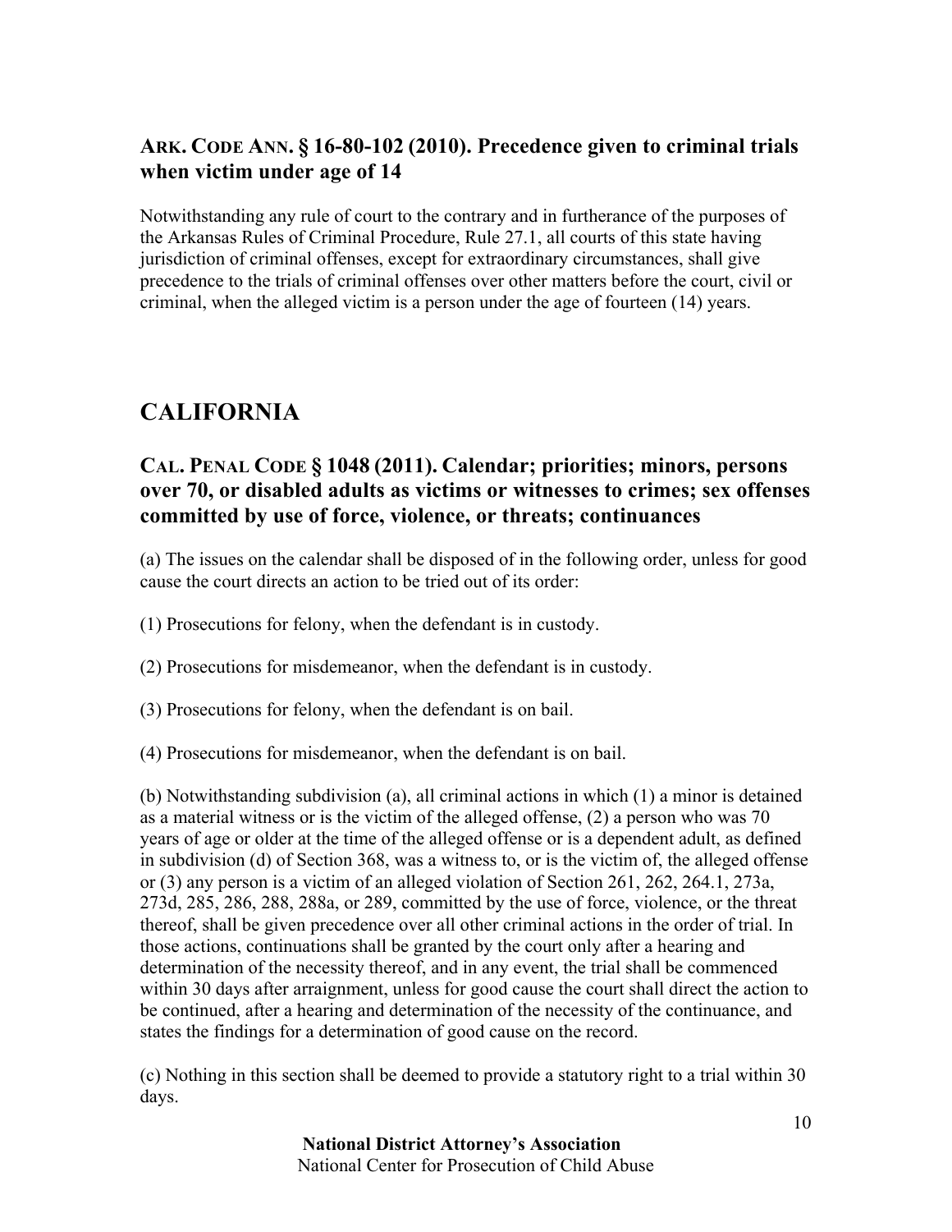### ARK. CODE ANN. § 16-80-102 (2010). Precedence given to criminal trials when victim under age of 14

Notwithstanding any rule of court to the contrary and in furtherance of the purposes of the Arkansas Rules of Criminal Procedure, Rule 27.1, all courts of this state having jurisdiction of criminal offenses, except for extraordinary circumstances, shall give precedence to the trials of criminal offenses over other matters before the court, civil or criminal, when the alleged victim is a person under the age of fourteen (14) years.

## CALIFORNIA

### CAL. PENAL CODE § 1048 (2011). Calendar; priorities; minors, persons over 70, or disabled adults as victims or witnesses to crimes; sex offenses committed by use of force, violence, or threats; continuances

(a) The issues on the calendar shall be disposed of in the following order, unless for good cause the court directs an action to be tried out of its order:

(1) Prosecutions for felony, when the defendant is in custody.

(2) Prosecutions for misdemeanor, when the defendant is in custody.

(3) Prosecutions for felony, when the defendant is on bail.

(4) Prosecutions for misdemeanor, when the defendant is on bail.

(b) Notwithstanding subdivision (a), all criminal actions in which (1) a minor is detained as a material witness or is the victim of the alleged offense, (2) a person who was 70 years of age or older at the time of the alleged offense or is a dependent adult, as defined in subdivision (d) of Section 368, was a witness to, or is the victim of, the alleged offense or (3) any person is a victim of an alleged violation of Section 261, 262, 264.1, 273a, 273d, 285, 286, 288, 288a, or 289, committed by the use of force, violence, or the threat thereof, shall be given precedence over all other criminal actions in the order of trial. In those actions, continuations shall be granted by the court only after a hearing and determination of the necessity thereof, and in any event, the trial shall be commenced within 30 days after arraignment, unless for good cause the court shall direct the action to be continued, after a hearing and determination of the necessity of the continuance, and states the findings for a determination of good cause on the record.

(c) Nothing in this section shall be deemed to provide a statutory right to a trial within 30 days.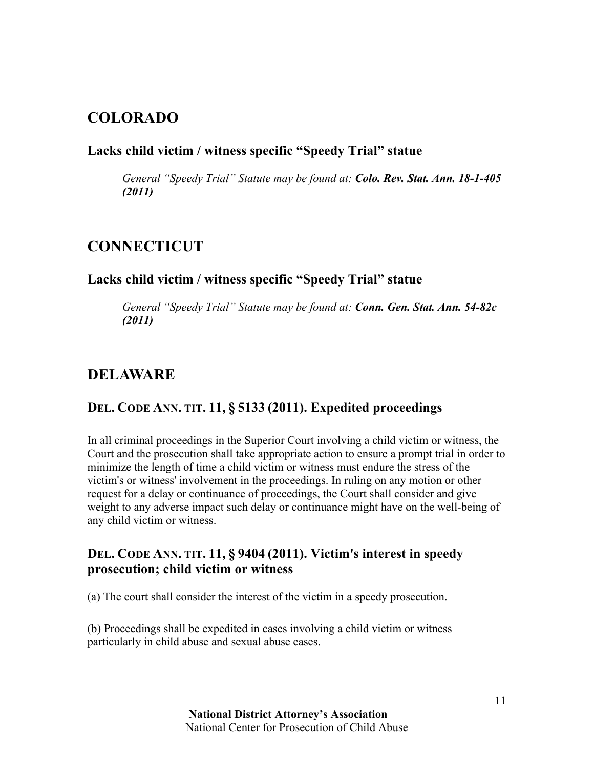## COLORADO

### Lacks child victim / witness specific "Speedy Trial" statue

> *General "Speedy Trial" Statute may be found at:* ***Colo. Rev. Stat. Ann. 18-1-405 (2011)***

## CONNECTICUT

### Lacks child victim / witness specific "Speedy Trial" statue

> *General "Speedy Trial" Statute may be found at:* ***Conn. Gen. Stat. Ann. 54-82c (2011)***

## DELAWARE

### DEL. CODE ANN. TIT. 11, § 5133 (2011). Expedited proceedings

In all criminal proceedings in the Superior Court involving a child victim or witness, the Court and the prosecution shall take appropriate action to ensure a prompt trial in order to minimize the length of time a child victim or witness must endure the stress of the victim's or witness' involvement in the proceedings. In ruling on any motion or other request for a delay or continuance of proceedings, the Court shall consider and give weight to any adverse impact such delay or continuance might have on the well-being of any child victim or witness.

### DEL. CODE ANN. TIT. 11, § 9404 (2011). Victim's interest in speedy prosecution; child victim or witness

(a) The court shall consider the interest of the victim in a speedy prosecution.

(b) Proceedings shall be expedited in cases involving a child victim or witness particularly in child abuse and sexual abuse cases.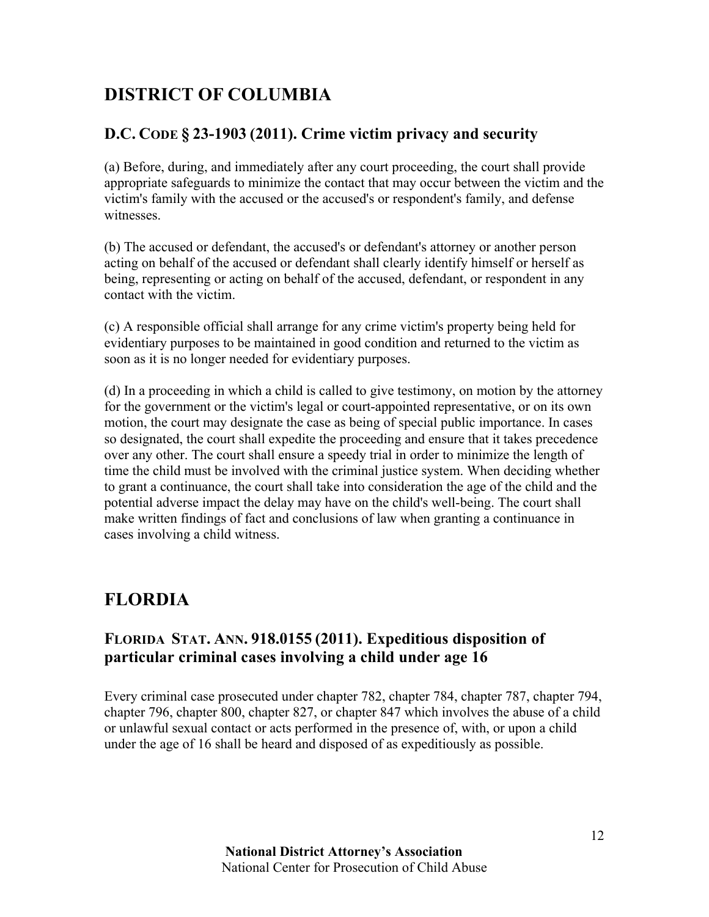## DISTRICT OF COLUMBIA

### D.C. CODE § 23-1903 (2011). Crime victim privacy and security

(a) Before, during, and immediately after any court proceeding, the court shall provide appropriate safeguards to minimize the contact that may occur between the victim and the victim's family with the accused or the accused's or respondent's family, and defense witnesses.

(b) The accused or defendant, the accused's or defendant's attorney or another person acting on behalf of the accused or defendant shall clearly identify himself or herself as being, representing or acting on behalf of the accused, defendant, or respondent in any contact with the victim.

(c) A responsible official shall arrange for any crime victim's property being held for evidentiary purposes to be maintained in good condition and returned to the victim as soon as it is no longer needed for evidentiary purposes.

(d) In a proceeding in which a child is called to give testimony, on motion by the attorney for the government or the victim's legal or court-appointed representative, or on its own motion, the court may designate the case as being of special public importance. In cases so designated, the court shall expedite the proceeding and ensure that it takes precedence over any other. The court shall ensure a speedy trial in order to minimize the length of time the child must be involved with the criminal justice system. When deciding whether to grant a continuance, the court shall take into consideration the age of the child and the potential adverse impact the delay may have on the child's well-being. The court shall make written findings of fact and conclusions of law when granting a continuance in cases involving a child witness.

## FLORDIA

### FLORIDA STAT. ANN. 918.0155 (2011). Expeditious disposition of particular criminal cases involving a child under age 16

Every criminal case prosecuted under chapter 782, chapter 784, chapter 787, chapter 794, chapter 796, chapter 800, chapter 827, or chapter 847 which involves the abuse of a child or unlawful sexual contact or acts performed in the presence of, with, or upon a child under the age of 16 shall be heard and disposed of as expeditiously as possible.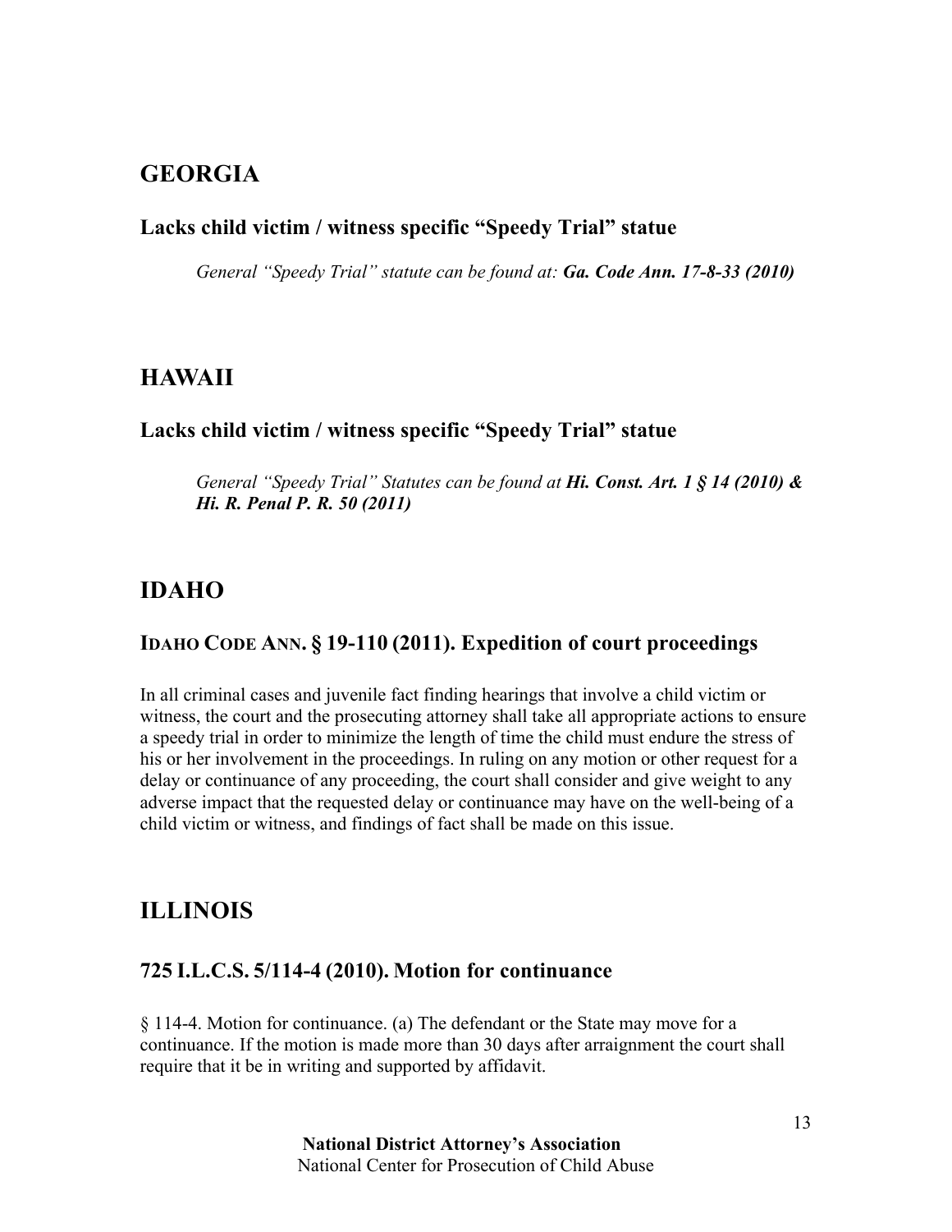## GEORGIA

### Lacks child victim / witness specific "Speedy Trial" statue

*General "Speedy Trial" statute can be found at: **Ga. Code Ann. 17-8-33 (2010)***

## HAWAII

### Lacks child victim / witness specific "Speedy Trial" statue

*General "Speedy Trial" Statutes can be found at **Hi. Const. Art. 1 § 14 (2010) & Hi. R. Penal P. R. 50 (2011)***

## IDAHO

### IDAHO CODE ANN. § 19-110 (2011). Expedition of court proceedings

In all criminal cases and juvenile fact finding hearings that involve a child victim or witness, the court and the prosecuting attorney shall take all appropriate actions to ensure a speedy trial in order to minimize the length of time the child must endure the stress of his or her involvement in the proceedings. In ruling on any motion or other request for a delay or continuance of any proceeding, the court shall consider and give weight to any adverse impact that the requested delay or continuance may have on the well-being of a child victim or witness, and findings of fact shall be made on this issue.

## ILLINOIS

### 725 I.L.C.S. 5/114-4 (2010). Motion for continuance

§ 114-4. Motion for continuance. (a) The defendant or the State may move for a continuance. If the motion is made more than 30 days after arraignment the court shall require that it be in writing and supported by affidavit.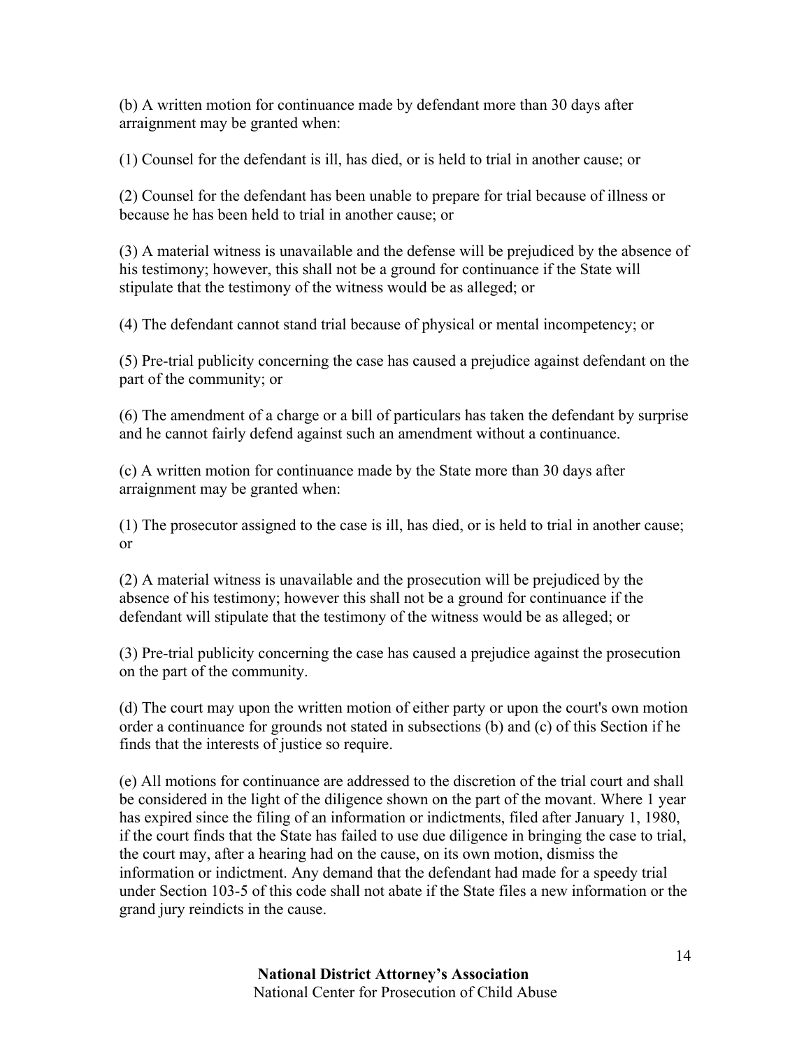(b) A written motion for continuance made by defendant more than 30 days after arraignment may be granted when:

(1) Counsel for the defendant is ill, has died, or is held to trial in another cause; or

(2) Counsel for the defendant has been unable to prepare for trial because of illness or because he has been held to trial in another cause; or

(3) A material witness is unavailable and the defense will be prejudiced by the absence of his testimony; however, this shall not be a ground for continuance if the State will stipulate that the testimony of the witness would be as alleged; or

(4) The defendant cannot stand trial because of physical or mental incompetency; or

(5) Pre-trial publicity concerning the case has caused a prejudice against defendant on the part of the community; or

(6) The amendment of a charge or a bill of particulars has taken the defendant by surprise and he cannot fairly defend against such an amendment without a continuance.

(c) A written motion for continuance made by the State more than 30 days after arraignment may be granted when:

(1) The prosecutor assigned to the case is ill, has died, or is held to trial in another cause; or

(2) A material witness is unavailable and the prosecution will be prejudiced by the absence of his testimony; however this shall not be a ground for continuance if the defendant will stipulate that the testimony of the witness would be as alleged; or

(3) Pre-trial publicity concerning the case has caused a prejudice against the prosecution on the part of the community.

(d) The court may upon the written motion of either party or upon the court's own motion order a continuance for grounds not stated in subsections (b) and (c) of this Section if he finds that the interests of justice so require.

(e) All motions for continuance are addressed to the discretion of the trial court and shall be considered in the light of the diligence shown on the part of the movant. Where 1 year has expired since the filing of an information or indictments, filed after January 1, 1980, if the court finds that the State has failed to use due diligence in bringing the case to trial, the court may, after a hearing had on the cause, on its own motion, dismiss the information or indictment. Any demand that the defendant had made for a speedy trial under Section 103-5 of this code shall not abate if the State files a new information or the grand jury reindicts in the cause.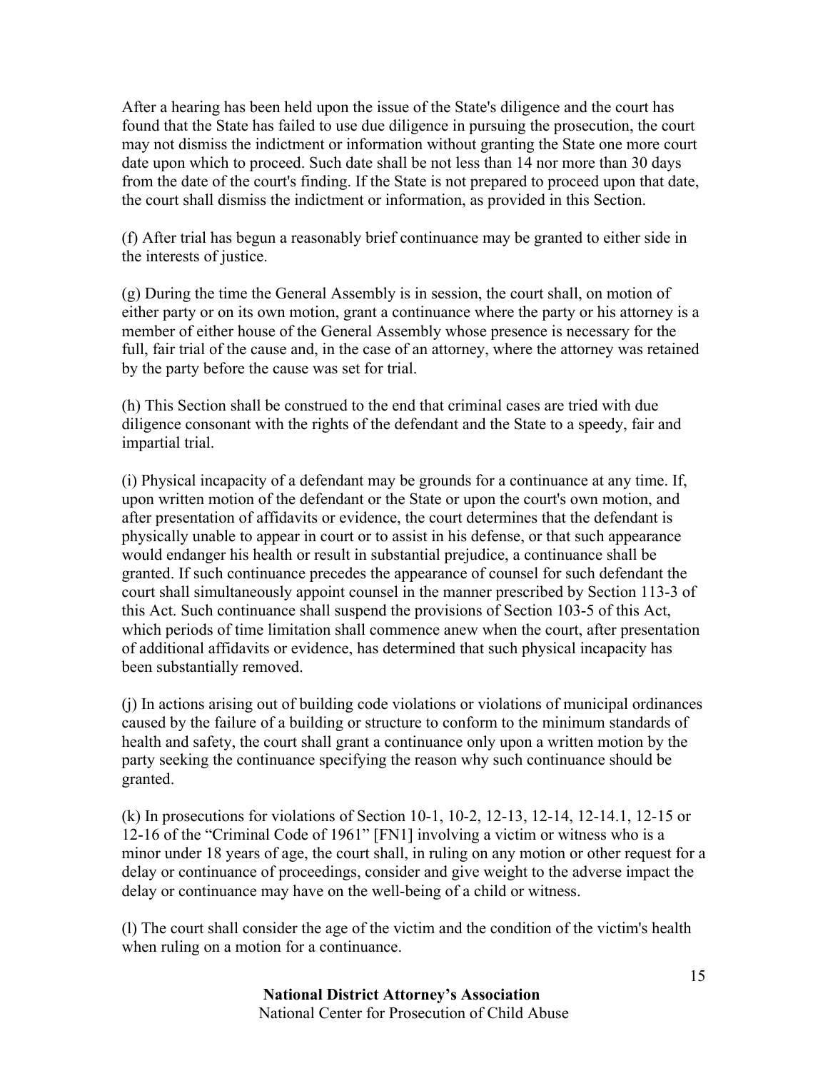After a hearing has been held upon the issue of the State's diligence and the court has found that the State has failed to use due diligence in pursuing the prosecution, the court may not dismiss the indictment or information without granting the State one more court date upon which to proceed. Such date shall be not less than 14 nor more than 30 days from the date of the court's finding. If the State is not prepared to proceed upon that date, the court shall dismiss the indictment or information, as provided in this Section.

(f) After trial has begun a reasonably brief continuance may be granted to either side in the interests of justice.

(g) During the time the General Assembly is in session, the court shall, on motion of either party or on its own motion, grant a continuance where the party or his attorney is a member of either house of the General Assembly whose presence is necessary for the full, fair trial of the cause and, in the case of an attorney, where the attorney was retained by the party before the cause was set for trial.

(h) This Section shall be construed to the end that criminal cases are tried with due diligence consonant with the rights of the defendant and the State to a speedy, fair and impartial trial.

(i) Physical incapacity of a defendant may be grounds for a continuance at any time. If, upon written motion of the defendant or the State or upon the court's own motion, and after presentation of affidavits or evidence, the court determines that the defendant is physically unable to appear in court or to assist in his defense, or that such appearance would endanger his health or result in substantial prejudice, a continuance shall be granted. If such continuance precedes the appearance of counsel for such defendant the court shall simultaneously appoint counsel in the manner prescribed by Section 113-3 of this Act. Such continuance shall suspend the provisions of Section 103-5 of this Act, which periods of time limitation shall commence anew when the court, after presentation of additional affidavits or evidence, has determined that such physical incapacity has been substantially removed.

(j) In actions arising out of building code violations or violations of municipal ordinances caused by the failure of a building or structure to conform to the minimum standards of health and safety, the court shall grant a continuance only upon a written motion by the party seeking the continuance specifying the reason why such continuance should be granted.

(k) In prosecutions for violations of Section 10-1, 10-2, 12-13, 12-14, 12-14.1, 12-15 or 12-16 of the "Criminal Code of 1961" [FN1] involving a victim or witness who is a minor under 18 years of age, the court shall, in ruling on any motion or other request for a delay or continuance of proceedings, consider and give weight to the adverse impact the delay or continuance may have on the well-being of a child or witness.

(l) The court shall consider the age of the victim and the condition of the victim's health when ruling on a motion for a continuance.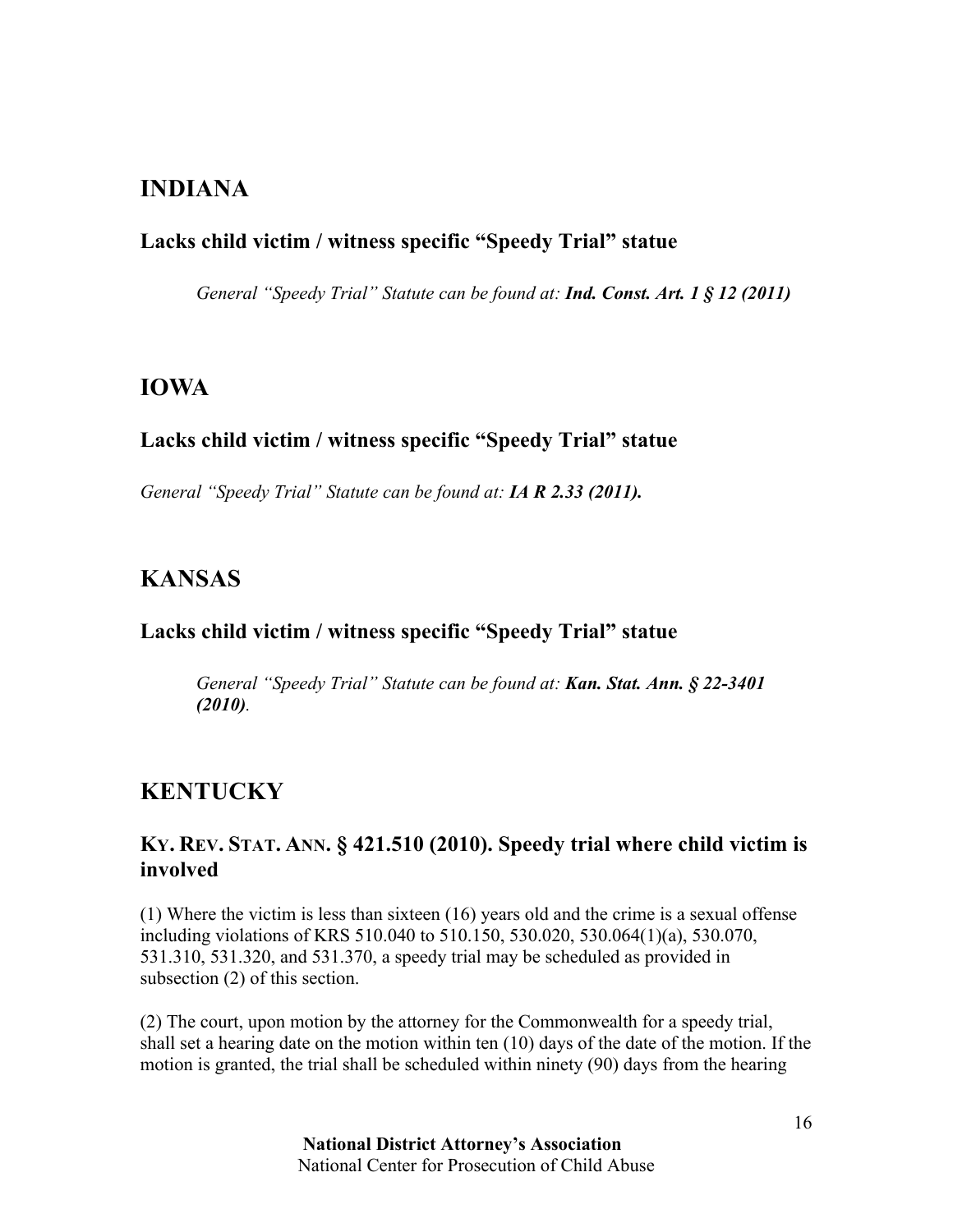## INDIANA

### Lacks child victim / witness specific "Speedy Trial" statue

*General "Speedy Trial" Statute can be found at: **Ind. Const. Art. 1 § 12 (2011)***

## IOWA

### Lacks child victim / witness specific "Speedy Trial" statue

*General "Speedy Trial" Statute can be found at: **IA R 2.33 (2011).***

## KANSAS

### Lacks child victim / witness specific "Speedy Trial" statue

*General "Speedy Trial" Statute can be found at: **Kan. Stat. Ann. § 22-3401 (2010)**.*

## KENTUCKY

### KY. REV. STAT. ANN. § 421.510 (2010). Speedy trial where child victim is involved

(1) Where the victim is less than sixteen (16) years old and the crime is a sexual offense including violations of KRS 510.040 to 510.150, 530.020, 530.064(1)(a), 530.070, 531.310, 531.320, and 531.370, a speedy trial may be scheduled as provided in subsection (2) of this section.

(2) The court, upon motion by the attorney for the Commonwealth for a speedy trial, shall set a hearing date on the motion within ten (10) days of the date of the motion. If the motion is granted, the trial shall be scheduled within ninety (90) days from the hearing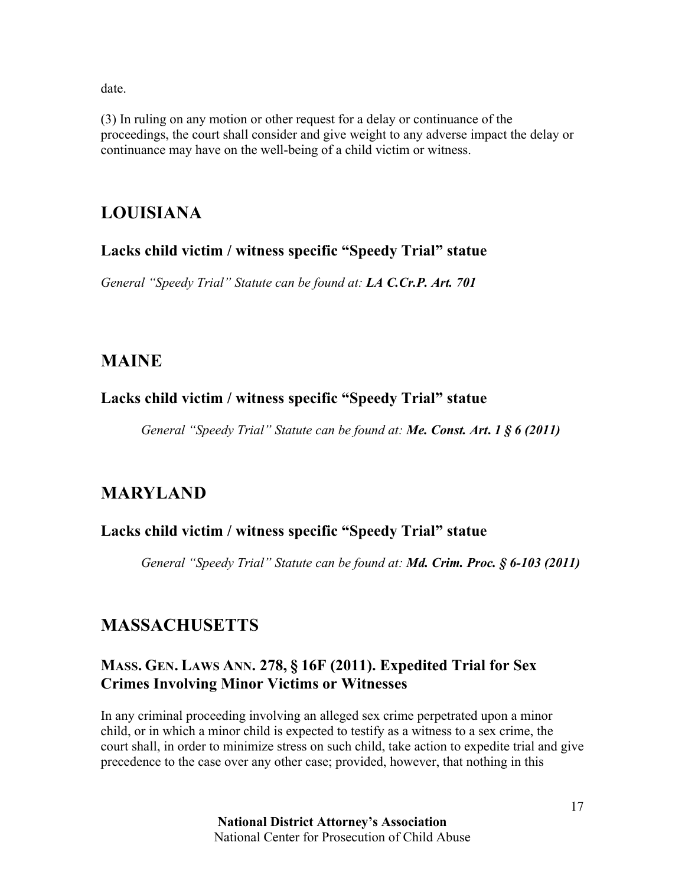date.

(3) In ruling on any motion or other request for a delay or continuance of the proceedings, the court shall consider and give weight to any adverse impact the delay or continuance may have on the well-being of a child victim or witness.

## LOUISIANA

### Lacks child victim / witness specific "Speedy Trial" statue

*General "Speedy Trial" Statute can be found at:* ***LA C.Cr.P. Art. 701***

## MAINE

### Lacks child victim / witness specific "Speedy Trial" statue

*General "Speedy Trial" Statute can be found at:* ***Me. Const. Art. 1 § 6 (2011)***

## MARYLAND

### Lacks child victim / witness specific "Speedy Trial" statue

*General "Speedy Trial" Statute can be found at:* ***Md. Crim. Proc. § 6-103 (2011)***

## MASSACHUSETTS

### MASS. GEN. LAWS ANN. 278, § 16F (2011). Expedited Trial for Sex Crimes Involving Minor Victims or Witnesses

In any criminal proceeding involving an alleged sex crime perpetrated upon a minor child, or in which a minor child is expected to testify as a witness to a sex crime, the court shall, in order to minimize stress on such child, take action to expedite trial and give precedence to the case over any other case; provided, however, that nothing in this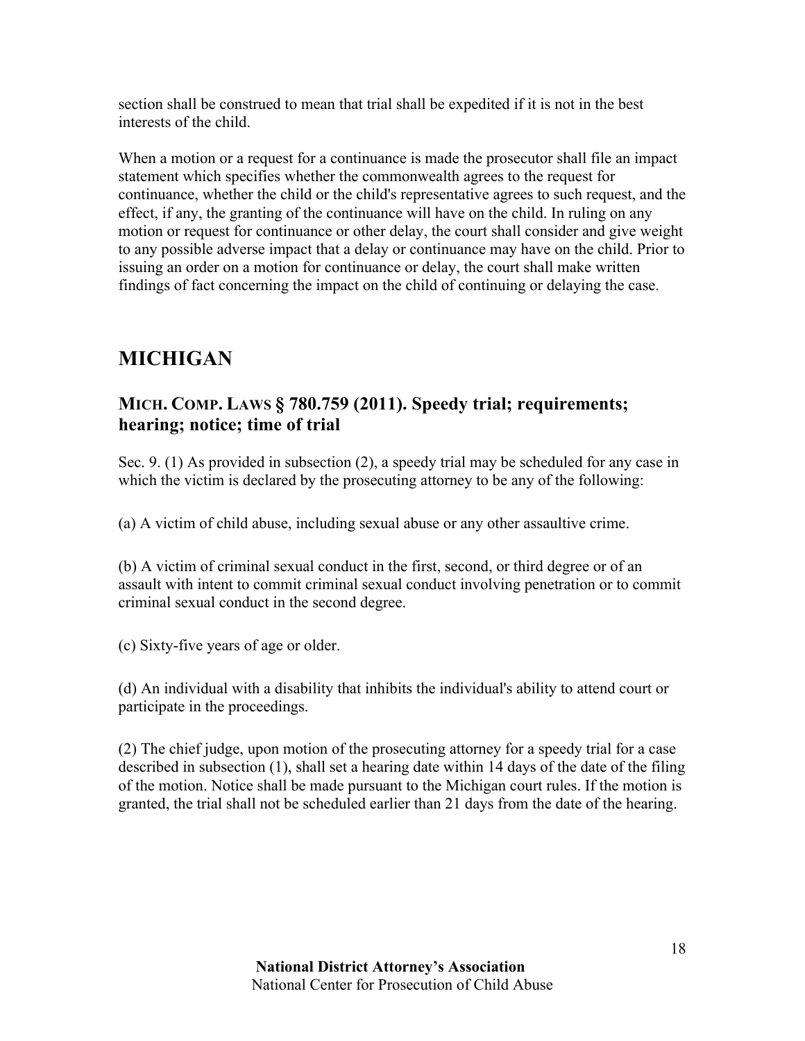section shall be construed to mean that trial shall be expedited if it is not in the best interests of the child.

When a motion or a request for a continuance is made the prosecutor shall file an impact statement which specifies whether the commonwealth agrees to the request for continuance, whether the child or the child's representative agrees to such request, and the effect, if any, the granting of the continuance will have on the child. In ruling on any motion or request for continuance or other delay, the court shall consider and give weight to any possible adverse impact that a delay or continuance may have on the child. Prior to issuing an order on a motion for continuance or delay, the court shall make written findings of fact concerning the impact on the child of continuing or delaying the case.

## MICHIGAN

### MICH. COMP. LAWS § 780.759 (2011). Speedy trial; requirements; hearing; notice; time of trial

Sec. 9. (1) As provided in subsection (2), a speedy trial may be scheduled for any case in which the victim is declared by the prosecuting attorney to be any of the following:

(a) A victim of child abuse, including sexual abuse or any other assaultive crime.

(b) A victim of criminal sexual conduct in the first, second, or third degree or of an assault with intent to commit criminal sexual conduct involving penetration or to commit criminal sexual conduct in the second degree.

(c) Sixty-five years of age or older.

(d) An individual with a disability that inhibits the individual's ability to attend court or participate in the proceedings.

(2) The chief judge, upon motion of the prosecuting attorney for a speedy trial for a case described in subsection (1), shall set a hearing date within 14 days of the date of the filing of the motion. Notice shall be made pursuant to the Michigan court rules. If the motion is granted, the trial shall not be scheduled earlier than 21 days from the date of the hearing.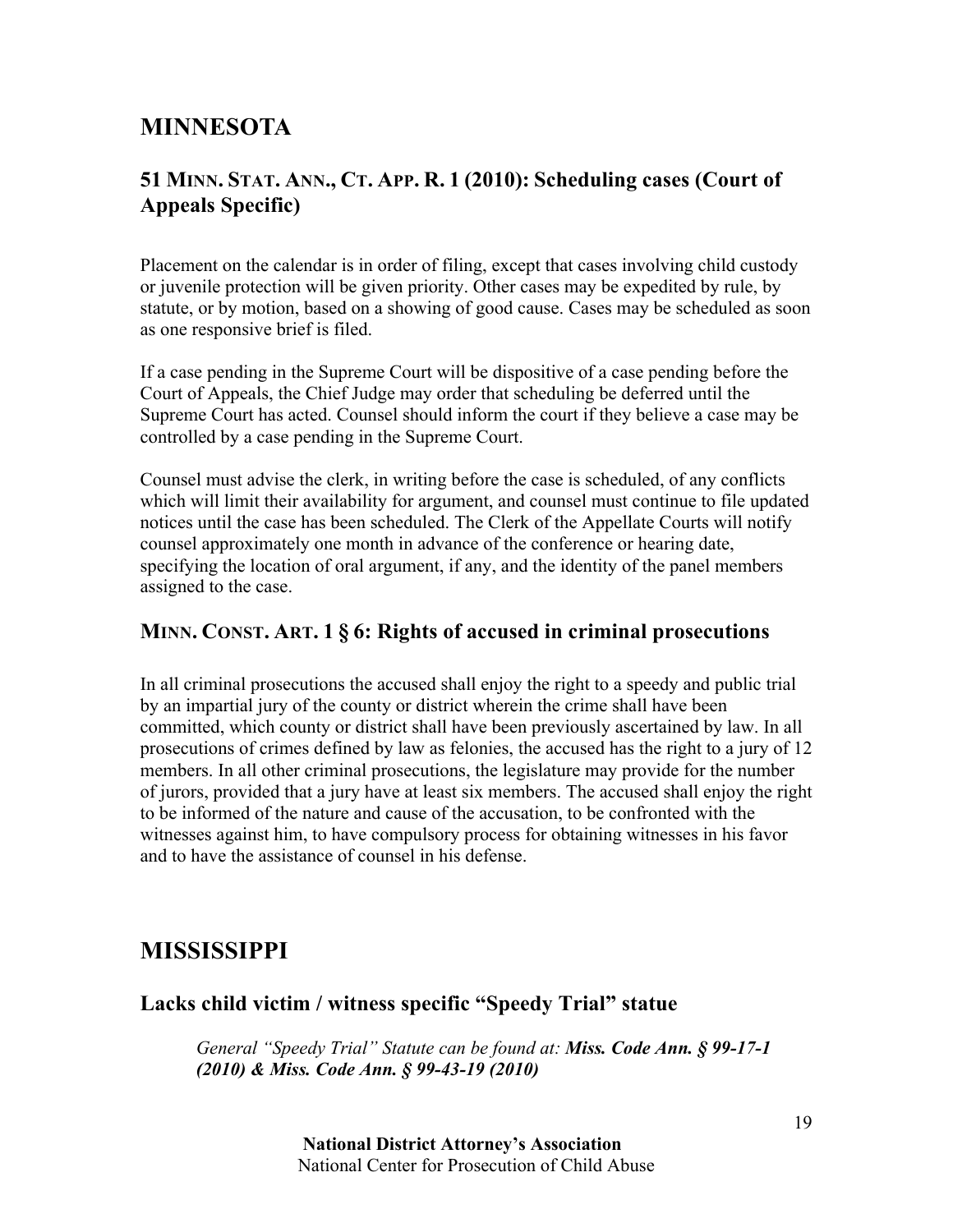## MINNESOTA

### 51 MINN. STAT. ANN., CT. APP. R. 1 (2010): Scheduling cases (Court of Appeals Specific)

Placement on the calendar is in order of filing, except that cases involving child custody or juvenile protection will be given priority. Other cases may be expedited by rule, by statute, or by motion, based on a showing of good cause. Cases may be scheduled as soon as one responsive brief is filed.

If a case pending in the Supreme Court will be dispositive of a case pending before the Court of Appeals, the Chief Judge may order that scheduling be deferred until the Supreme Court has acted. Counsel should inform the court if they believe a case may be controlled by a case pending in the Supreme Court.

Counsel must advise the clerk, in writing before the case is scheduled, of any conflicts which will limit their availability for argument, and counsel must continue to file updated notices until the case has been scheduled. The Clerk of the Appellate Courts will notify counsel approximately one month in advance of the conference or hearing date, specifying the location of oral argument, if any, and the identity of the panel members assigned to the case.

### MINN. CONST. ART. 1 § 6: Rights of accused in criminal prosecutions

In all criminal prosecutions the accused shall enjoy the right to a speedy and public trial by an impartial jury of the county or district wherein the crime shall have been committed, which county or district shall have been previously ascertained by law. In all prosecutions of crimes defined by law as felonies, the accused has the right to a jury of 12 members. In all other criminal prosecutions, the legislature may provide for the number of jurors, provided that a jury have at least six members. The accused shall enjoy the right to be informed of the nature and cause of the accusation, to be confronted with the witnesses against him, to have compulsory process for obtaining witnesses in his favor and to have the assistance of counsel in his defense.

## MISSISSIPPI

### Lacks child victim / witness specific "Speedy Trial" statue

*General "Speedy Trial" Statute can be found at: **Miss. Code Ann. § 99-17-1 (2010) & Miss. Code Ann. § 99-43-19 (2010)***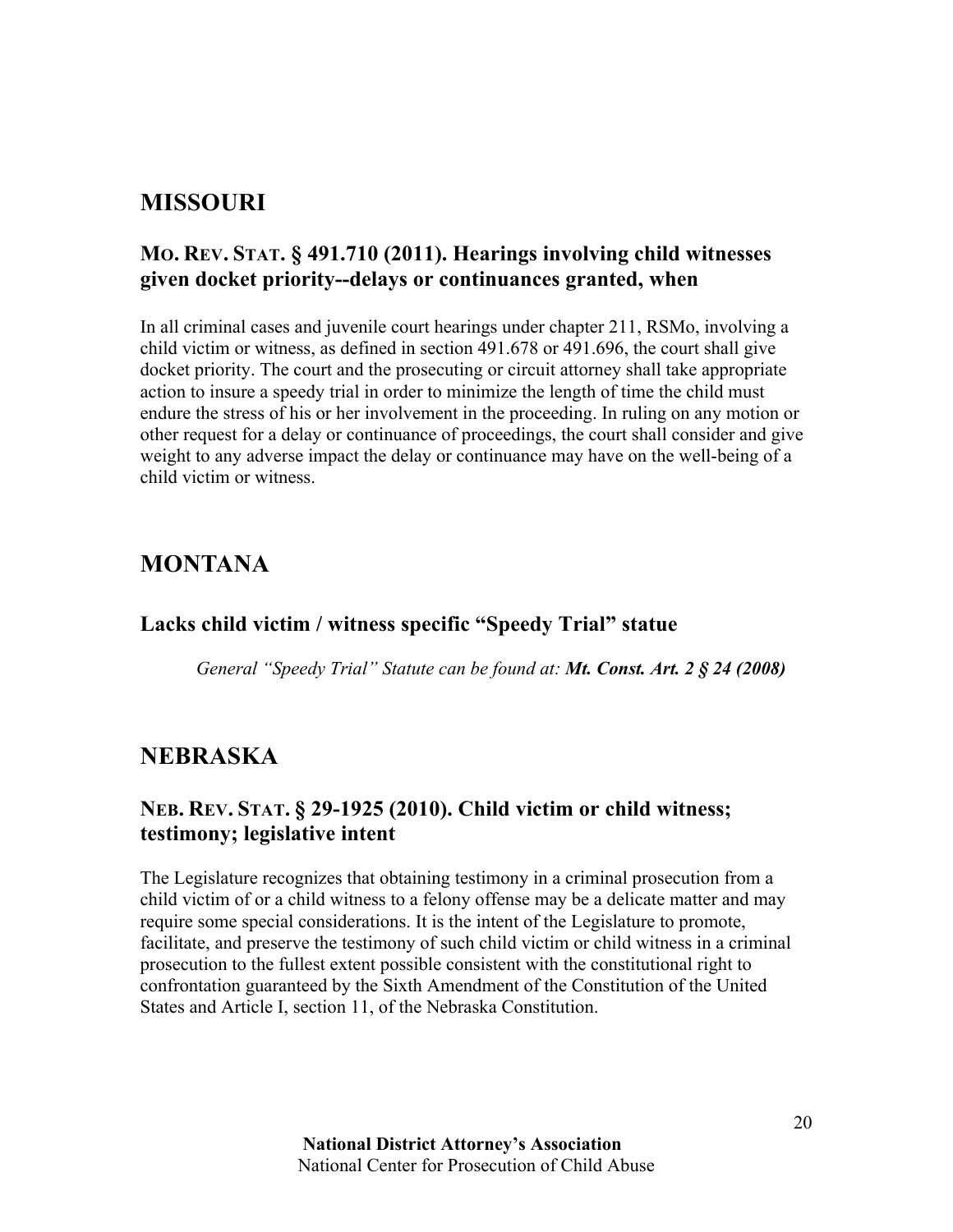# MISSOURI

## MO. REV. STAT. § 491.710 (2011). Hearings involving child witnesses given docket priority--delays or continuances granted, when

In all criminal cases and juvenile court hearings under chapter 211, RSMo, involving a child victim or witness, as defined in section 491.678 or 491.696, the court shall give docket priority. The court and the prosecuting or circuit attorney shall take appropriate action to insure a speedy trial in order to minimize the length of time the child must endure the stress of his or her involvement in the proceeding. In ruling on any motion or other request for a delay or continuance of proceedings, the court shall consider and give weight to any adverse impact the delay or continuance may have on the well-being of a child victim or witness.

# MONTANA

## Lacks child victim / witness specific "Speedy Trial" statue

*General "Speedy Trial" Statute can be found at:* ***Mt. Const. Art. 2 § 24 (2008)***

# NEBRASKA

## NEB. REV. STAT. § 29-1925 (2010). Child victim or child witness; testimony; legislative intent

The Legislature recognizes that obtaining testimony in a criminal prosecution from a child victim of or a child witness to a felony offense may be a delicate matter and may require some special considerations. It is the intent of the Legislature to promote, facilitate, and preserve the testimony of such child victim or child witness in a criminal prosecution to the fullest extent possible consistent with the constitutional right to confrontation guaranteed by the Sixth Amendment of the Constitution of the United States and Article I, section 11, of the Nebraska Constitution.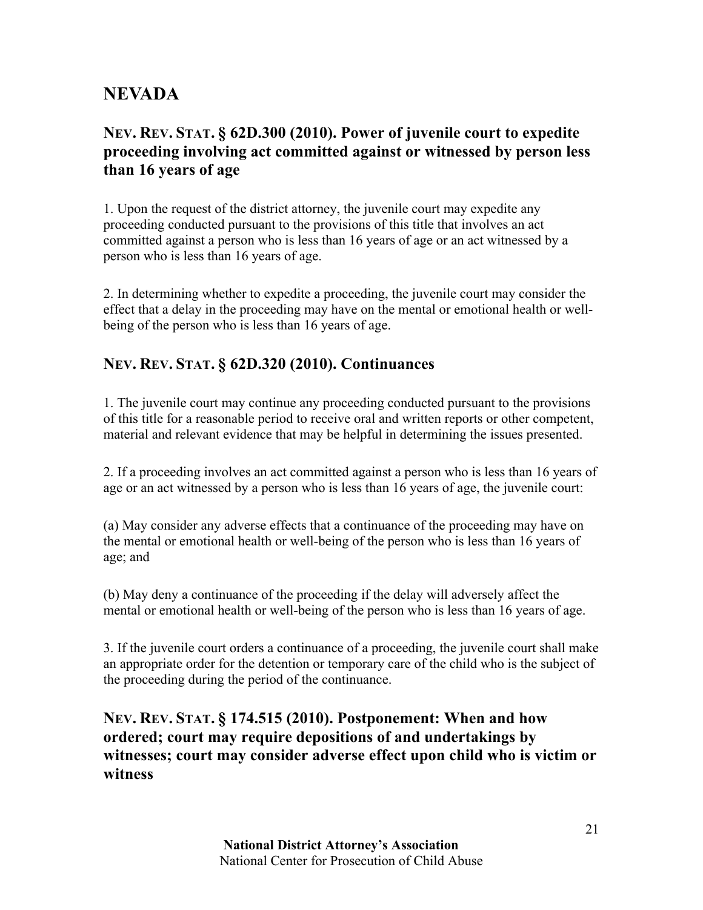# NEVADA

## NEV. REV. STAT. § 62D.300 (2010). Power of juvenile court to expedite proceeding involving act committed against or witnessed by person less than 16 years of age

1. Upon the request of the district attorney, the juvenile court may expedite any proceeding conducted pursuant to the provisions of this title that involves an act committed against a person who is less than 16 years of age or an act witnessed by a person who is less than 16 years of age.

2. In determining whether to expedite a proceeding, the juvenile court may consider the effect that a delay in the proceeding may have on the mental or emotional health or well-being of the person who is less than 16 years of age.

## NEV. REV. STAT. § 62D.320 (2010). Continuances

1. The juvenile court may continue any proceeding conducted pursuant to the provisions of this title for a reasonable period to receive oral and written reports or other competent, material and relevant evidence that may be helpful in determining the issues presented.

2. If a proceeding involves an act committed against a person who is less than 16 years of age or an act witnessed by a person who is less than 16 years of age, the juvenile court:

(a) May consider any adverse effects that a continuance of the proceeding may have on the mental or emotional health or well-being of the person who is less than 16 years of age; and

(b) May deny a continuance of the proceeding if the delay will adversely affect the mental or emotional health or well-being of the person who is less than 16 years of age.

3. If the juvenile court orders a continuance of a proceeding, the juvenile court shall make an appropriate order for the detention or temporary care of the child who is the subject of the proceeding during the period of the continuance.

## NEV. REV. STAT. § 174.515 (2010). Postponement: When and how ordered; court may require depositions of and undertakings by witnesses; court may consider adverse effect upon child who is victim or witness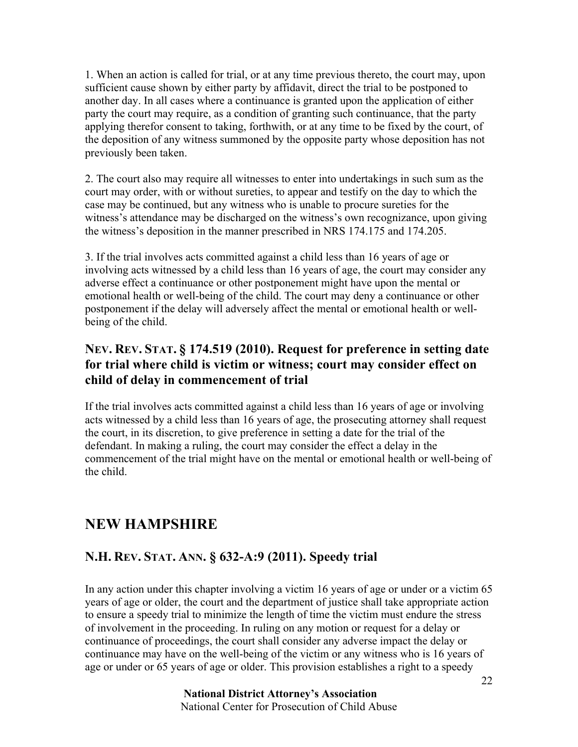1. When an action is called for trial, or at any time previous thereto, the court may, upon sufficient cause shown by either party by affidavit, direct the trial to be postponed to another day. In all cases where a continuance is granted upon the application of either party the court may require, as a condition of granting such continuance, that the party applying therefor consent to taking, forthwith, or at any time to be fixed by the court, of the deposition of any witness summoned by the opposite party whose deposition has not previously been taken.

2. The court also may require all witnesses to enter into undertakings in such sum as the court may order, with or without sureties, to appear and testify on the day to which the case may be continued, but any witness who is unable to procure sureties for the witness's attendance may be discharged on the witness's own recognizance, upon giving the witness's deposition in the manner prescribed in NRS 174.175 and 174.205.

3. If the trial involves acts committed against a child less than 16 years of age or involving acts witnessed by a child less than 16 years of age, the court may consider any adverse effect a continuance or other postponement might have upon the mental or emotional health or well-being of the child. The court may deny a continuance or other postponement if the delay will adversely affect the mental or emotional health or well-being of the child.

### NEV. REV. STAT. § 174.519 (2010). Request for preference in setting date for trial where child is victim or witness; court may consider effect on child of delay in commencement of trial

If the trial involves acts committed against a child less than 16 years of age or involving acts witnessed by a child less than 16 years of age, the prosecuting attorney shall request the court, in its discretion, to give preference in setting a date for the trial of the defendant. In making a ruling, the court may consider the effect a delay in the commencement of the trial might have on the mental or emotional health or well-being of the child.

## NEW HAMPSHIRE

### N.H. REV. STAT. ANN. § 632-A:9 (2011). Speedy trial

In any action under this chapter involving a victim 16 years of age or under or a victim 65 years of age or older, the court and the department of justice shall take appropriate action to ensure a speedy trial to minimize the length of time the victim must endure the stress of involvement in the proceeding. In ruling on any motion or request for a delay or continuance of proceedings, the court shall consider any adverse impact the delay or continuance may have on the well-being of the victim or any witness who is 16 years of age or under or 65 years of age or older. This provision establishes a right to a speedy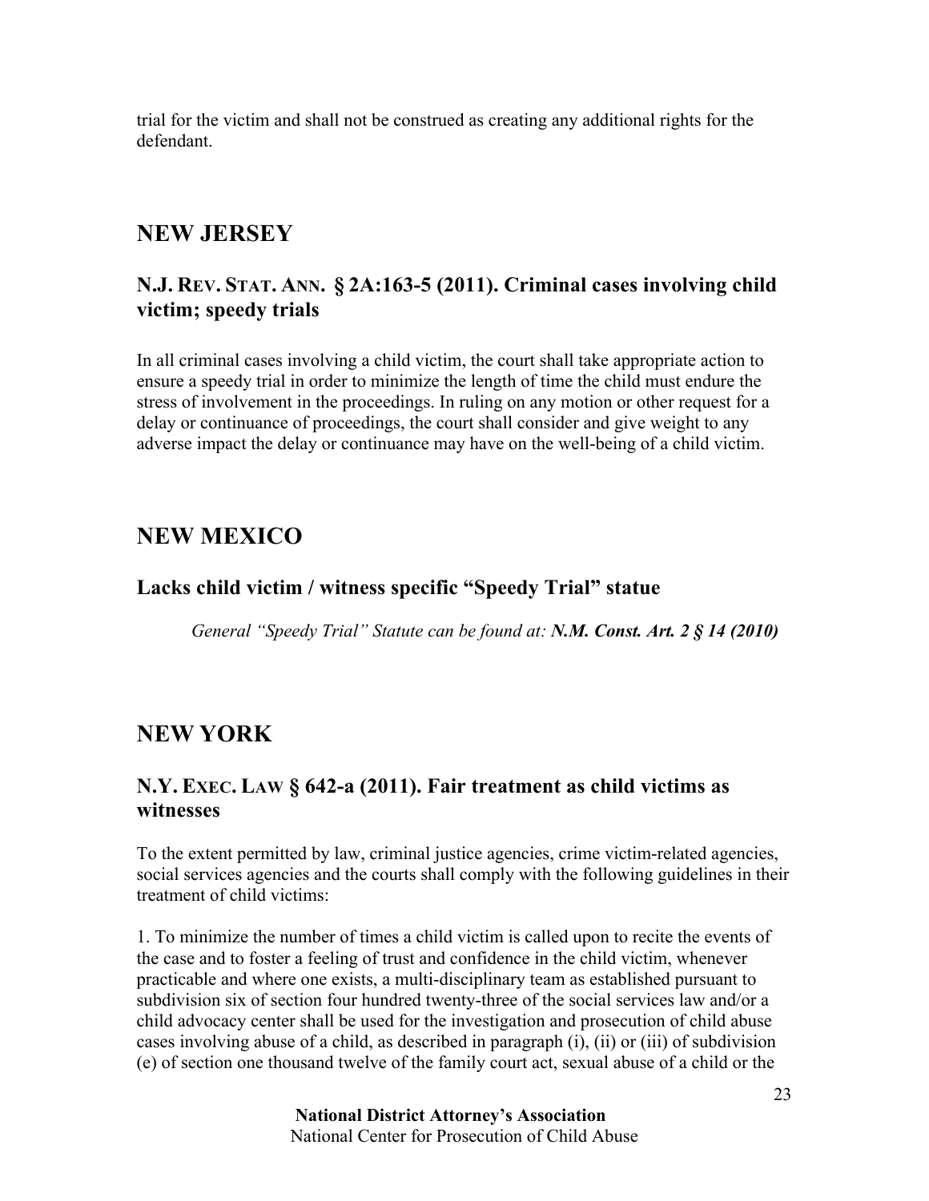trial for the victim and shall not be construed as creating any additional rights for the defendant.

## NEW JERSEY

### N.J. REV. STAT. ANN. § 2A:163-5 (2011). Criminal cases involving child victim; speedy trials

In all criminal cases involving a child victim, the court shall take appropriate action to ensure a speedy trial in order to minimize the length of time the child must endure the stress of involvement in the proceedings. In ruling on any motion or other request for a delay or continuance of proceedings, the court shall consider and give weight to any adverse impact the delay or continuance may have on the well-being of a child victim.

## NEW MEXICO

### Lacks child victim / witness specific "Speedy Trial" statue

*General "Speedy Trial" Statute can be found at: **N.M. Const. Art. 2 § 14 (2010)***

## NEW YORK

### N.Y. EXEC. LAW § 642-a (2011). Fair treatment as child victims as witnesses

To the extent permitted by law, criminal justice agencies, crime victim-related agencies, social services agencies and the courts shall comply with the following guidelines in their treatment of child victims:

1. To minimize the number of times a child victim is called upon to recite the events of the case and to foster a feeling of trust and confidence in the child victim, whenever practicable and where one exists, a multi-disciplinary team as established pursuant to subdivision six of section four hundred twenty-three of the social services law and/or a child advocacy center shall be used for the investigation and prosecution of child abuse cases involving abuse of a child, as described in paragraph (i), (ii) or (iii) of subdivision (e) of section one thousand twelve of the family court act, sexual abuse of a child or the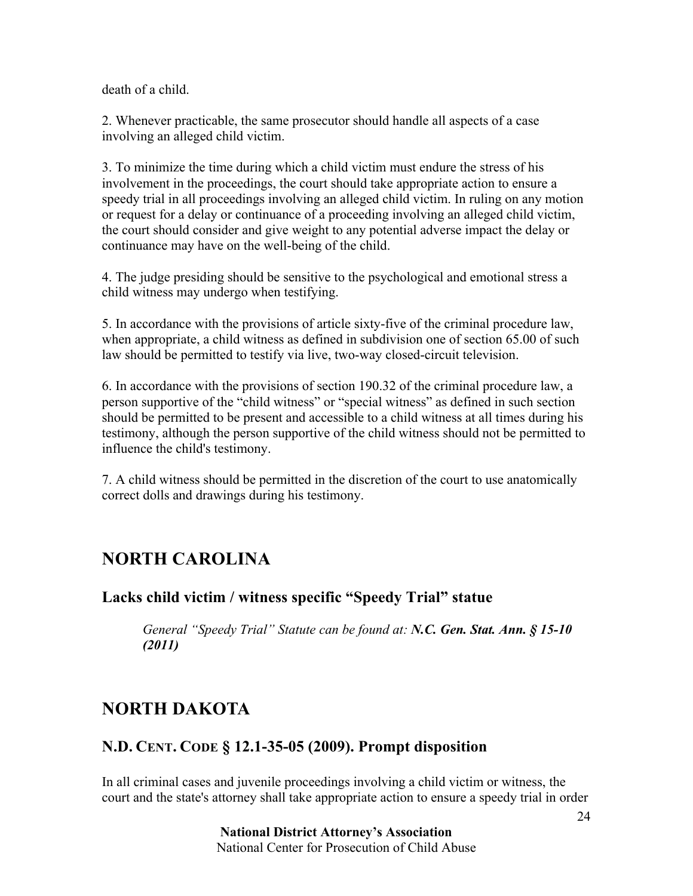death of a child.

2. Whenever practicable, the same prosecutor should handle all aspects of a case involving an alleged child victim.

3. To minimize the time during which a child victim must endure the stress of his involvement in the proceedings, the court should take appropriate action to ensure a speedy trial in all proceedings involving an alleged child victim. In ruling on any motion or request for a delay or continuance of a proceeding involving an alleged child victim, the court should consider and give weight to any potential adverse impact the delay or continuance may have on the well-being of the child.

4. The judge presiding should be sensitive to the psychological and emotional stress a child witness may undergo when testifying.

5. In accordance with the provisions of article sixty-five of the criminal procedure law, when appropriate, a child witness as defined in subdivision one of section 65.00 of such law should be permitted to testify via live, two-way closed-circuit television.

6. In accordance with the provisions of section 190.32 of the criminal procedure law, a person supportive of the "child witness" or "special witness" as defined in such section should be permitted to be present and accessible to a child witness at all times during his testimony, although the person supportive of the child witness should not be permitted to influence the child's testimony.

7. A child witness should be permitted in the discretion of the court to use anatomically correct dolls and drawings during his testimony.

## NORTH CAROLINA

### Lacks child victim / witness specific "Speedy Trial" statue

> *General "Speedy Trial" Statute can be found at:* ***N.C. Gen. Stat. Ann. § 15-10 (2011)***

## NORTH DAKOTA

### N.D. CENT. CODE § 12.1-35-05 (2009). Prompt disposition

In all criminal cases and juvenile proceedings involving a child victim or witness, the court and the state's attorney shall take appropriate action to ensure a speedy trial in order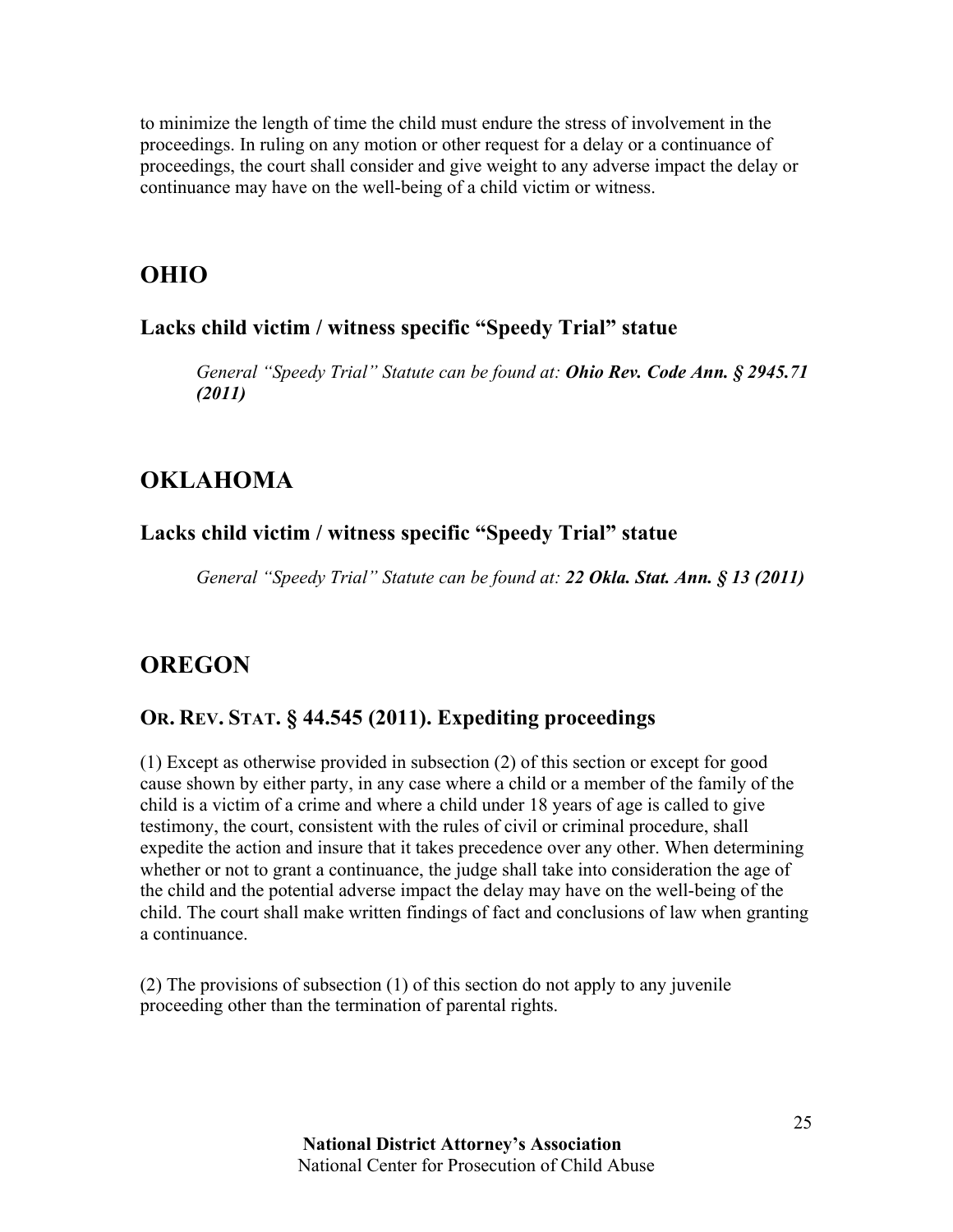to minimize the length of time the child must endure the stress of involvement in the proceedings. In ruling on any motion or other request for a delay or a continuance of proceedings, the court shall consider and give weight to any adverse impact the delay or continuance may have on the well-being of a child victim or witness.

## OHIO

### Lacks child victim / witness specific "Speedy Trial" statue

> *General "Speedy Trial" Statute can be found at:* ***Ohio Rev. Code Ann. § 2945.71 (2011)***

## OKLAHOMA

### Lacks child victim / witness specific "Speedy Trial" statue

> *General "Speedy Trial" Statute can be found at:* ***22 Okla. Stat. Ann. § 13 (2011)***

## OREGON

### OR. REV. STAT. § 44.545 (2011). Expediting proceedings

(1) Except as otherwise provided in subsection (2) of this section or except for good cause shown by either party, in any case where a child or a member of the family of the child is a victim of a crime and where a child under 18 years of age is called to give testimony, the court, consistent with the rules of civil or criminal procedure, shall expedite the action and insure that it takes precedence over any other. When determining whether or not to grant a continuance, the judge shall take into consideration the age of the child and the potential adverse impact the delay may have on the well-being of the child. The court shall make written findings of fact and conclusions of law when granting a continuance.

(2) The provisions of subsection (1) of this section do not apply to any juvenile proceeding other than the termination of parental rights.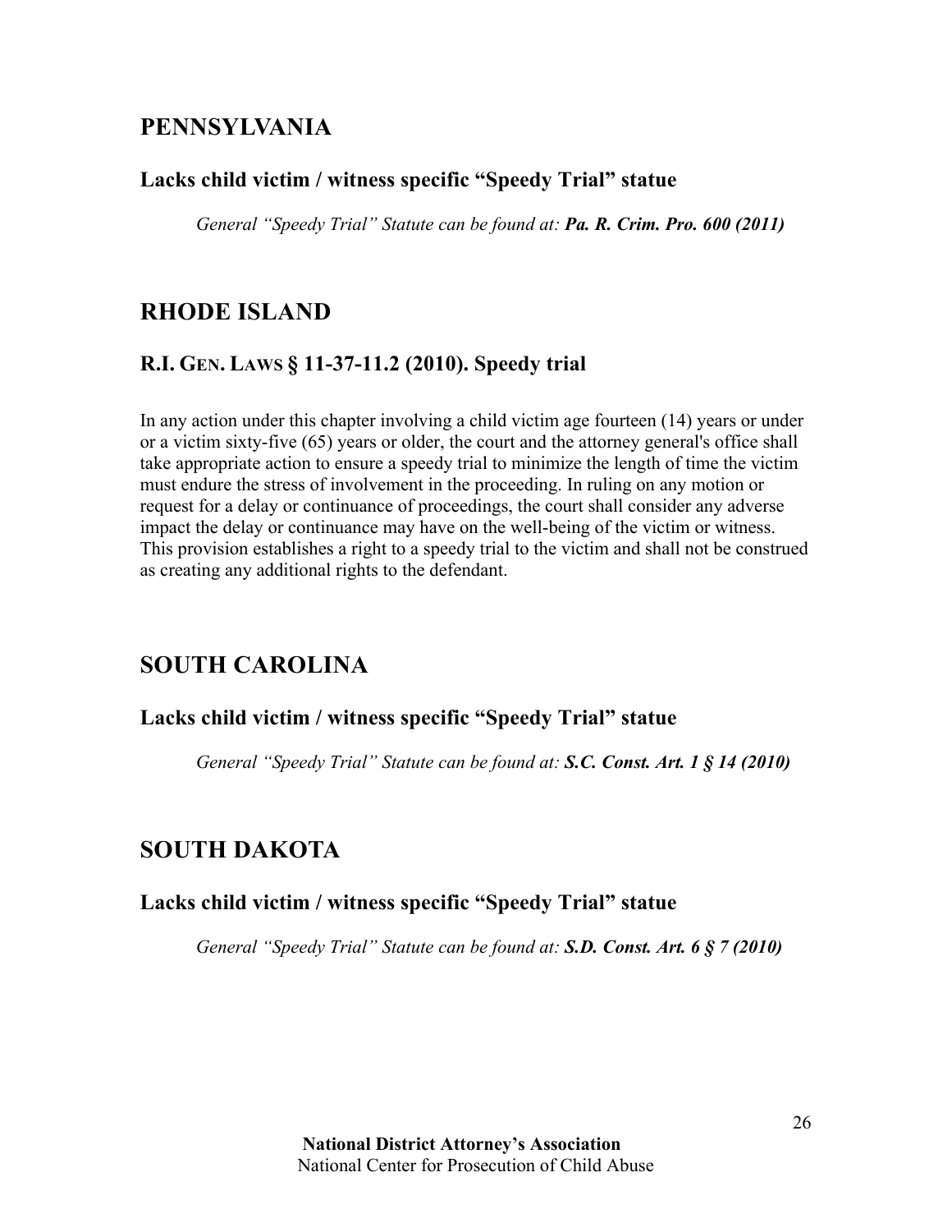## PENNSYLVANIA

### Lacks child victim / witness specific "Speedy Trial" statue

*General "Speedy Trial" Statute can be found at:* ***Pa. R. Crim. Pro. 600 (2011)***

## RHODE ISLAND

### R.I. GEN. LAWS § 11-37-11.2 (2010). Speedy trial

In any action under this chapter involving a child victim age fourteen (14) years or under or a victim sixty-five (65) years or older, the court and the attorney general's office shall take appropriate action to ensure a speedy trial to minimize the length of time the victim must endure the stress of involvement in the proceeding. In ruling on any motion or request for a delay or continuance of proceedings, the court shall consider any adverse impact the delay or continuance may have on the well-being of the victim or witness. This provision establishes a right to a speedy trial to the victim and shall not be construed as creating any additional rights to the defendant.

## SOUTH CAROLINA

### Lacks child victim / witness specific "Speedy Trial" statue

*General "Speedy Trial" Statute can be found at:* ***S.C. Const. Art. 1 § 14 (2010)***

## SOUTH DAKOTA

### Lacks child victim / witness specific "Speedy Trial" statue

*General "Speedy Trial" Statute can be found at:* ***S.D. Const. Art. 6 § 7 (2010)***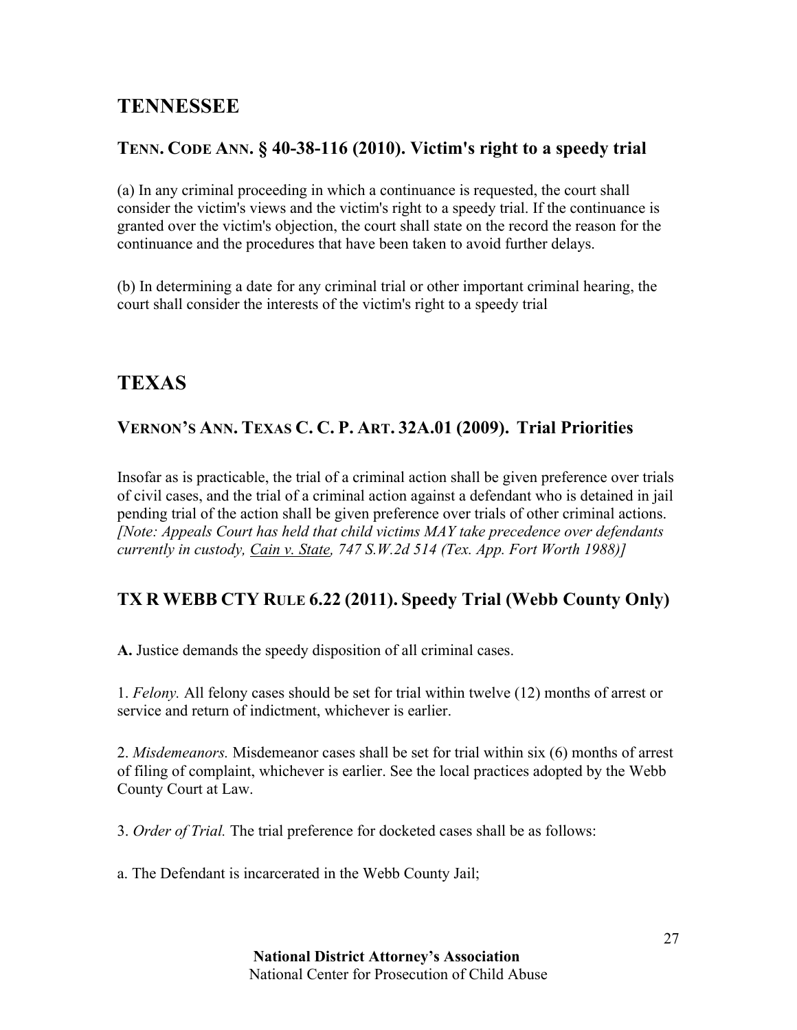## TENNESSEE

### TENN. CODE ANN. § 40-38-116 (2010). Victim's right to a speedy trial

(a) In any criminal proceeding in which a continuance is requested, the court shall consider the victim's views and the victim's right to a speedy trial. If the continuance is granted over the victim's objection, the court shall state on the record the reason for the continuance and the procedures that have been taken to avoid further delays.

(b) In determining a date for any criminal trial or other important criminal hearing, the court shall consider the interests of the victim's right to a speedy trial

## TEXAS

### VERNON'S ANN. TEXAS C. C. P. ART. 32A.01 (2009). Trial Priorities

Insofar as is practicable, the trial of a criminal action shall be given preference over trials of civil cases, and the trial of a criminal action against a defendant who is detained in jail pending trial of the action shall be given preference over trials of other criminal actions. *[Note: Appeals Court has held that child victims MAY take precedence over defendants currently in custody, Cain v. State, 747 S.W.2d 514 (Tex. App. Fort Worth 1988)]*

### TX R WEBB CTY RULE 6.22 (2011). Speedy Trial (Webb County Only)

**A.** Justice demands the speedy disposition of all criminal cases.

1. *Felony.* All felony cases should be set for trial within twelve (12) months of arrest or service and return of indictment, whichever is earlier.

2. *Misdemeanors.* Misdemeanor cases shall be set for trial within six (6) months of arrest of filing of complaint, whichever is earlier. See the local practices adopted by the Webb County Court at Law.

3. *Order of Trial.* The trial preference for docketed cases shall be as follows:

a. The Defendant is incarcerated in the Webb County Jail;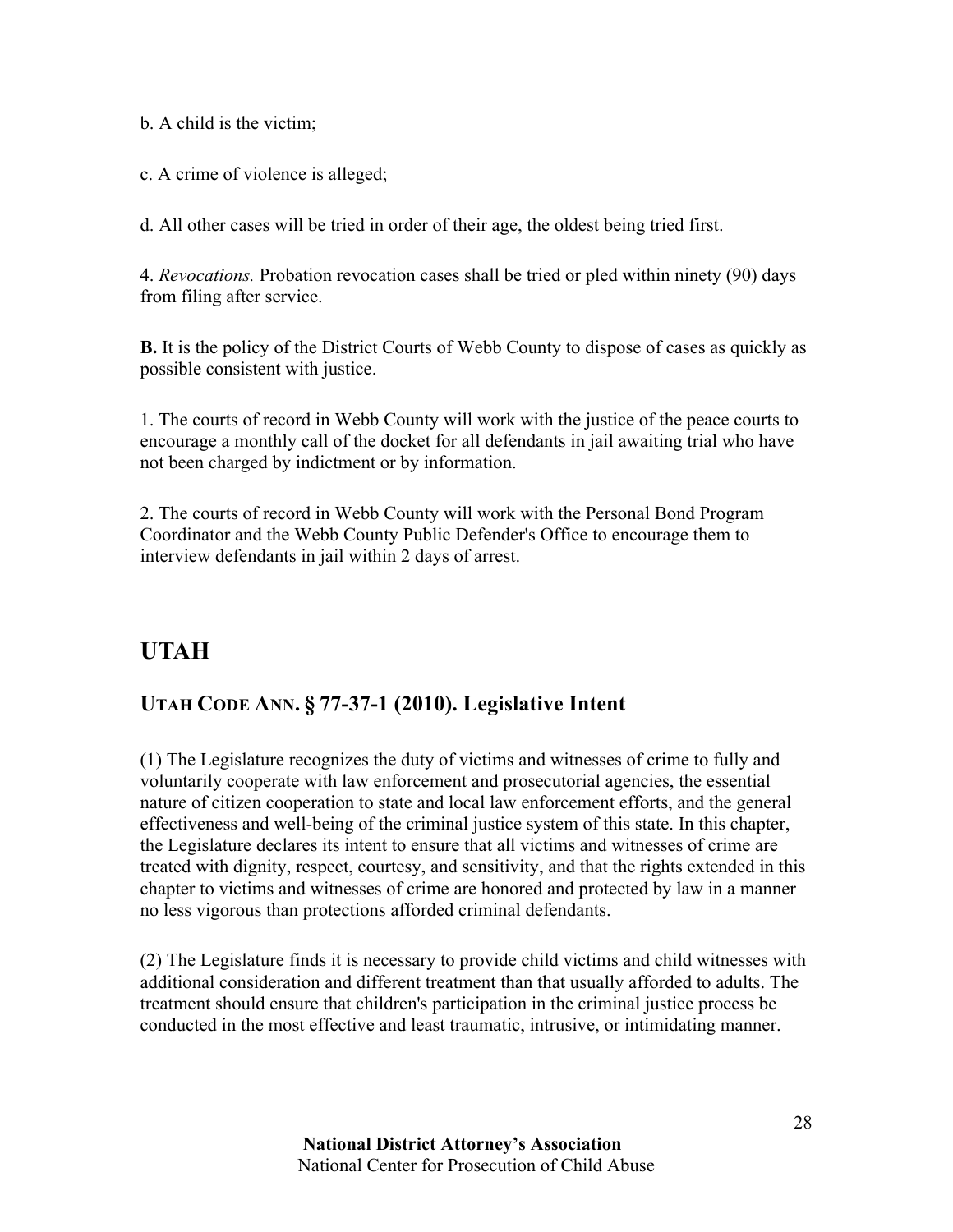b. A child is the victim;

c. A crime of violence is alleged;

d. All other cases will be tried in order of their age, the oldest being tried first.

4. *Revocations.* Probation revocation cases shall be tried or pled within ninety (90) days from filing after service.

**B.** It is the policy of the District Courts of Webb County to dispose of cases as quickly as possible consistent with justice.

1. The courts of record in Webb County will work with the justice of the peace courts to encourage a monthly call of the docket for all defendants in jail awaiting trial who have not been charged by indictment or by information.

2. The courts of record in Webb County will work with the Personal Bond Program Coordinator and the Webb County Public Defender's Office to encourage them to interview defendants in jail within 2 days of arrest.

# UTAH

## UTAH CODE ANN. § 77-37-1 (2010). Legislative Intent

(1) The Legislature recognizes the duty of victims and witnesses of crime to fully and voluntarily cooperate with law enforcement and prosecutorial agencies, the essential nature of citizen cooperation to state and local law enforcement efforts, and the general effectiveness and well-being of the criminal justice system of this state. In this chapter, the Legislature declares its intent to ensure that all victims and witnesses of crime are treated with dignity, respect, courtesy, and sensitivity, and that the rights extended in this chapter to victims and witnesses of crime are honored and protected by law in a manner no less vigorous than protections afforded criminal defendants.

(2) The Legislature finds it is necessary to provide child victims and child witnesses with additional consideration and different treatment than that usually afforded to adults. The treatment should ensure that children's participation in the criminal justice process be conducted in the most effective and least traumatic, intrusive, or intimidating manner.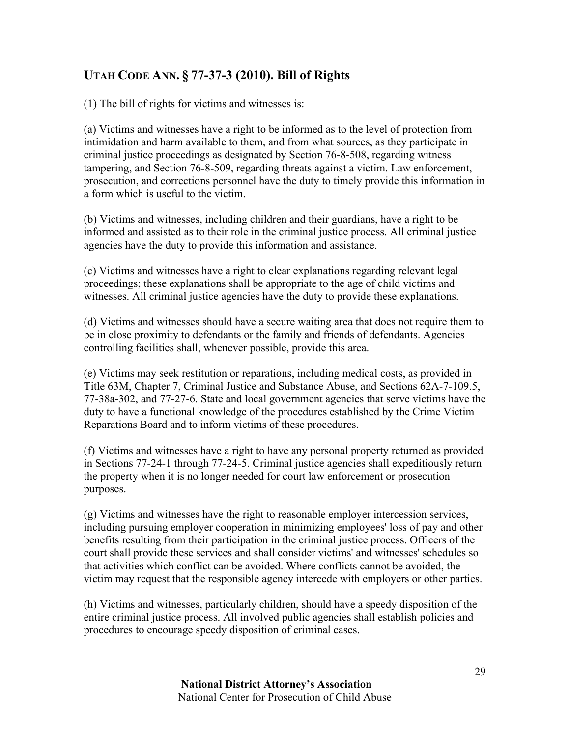## UTAH CODE ANN. § 77-37-3 (2010). Bill of Rights

(1) The bill of rights for victims and witnesses is:

(a) Victims and witnesses have a right to be informed as to the level of protection from intimidation and harm available to them, and from what sources, as they participate in criminal justice proceedings as designated by Section 76-8-508, regarding witness tampering, and Section 76-8-509, regarding threats against a victim. Law enforcement, prosecution, and corrections personnel have the duty to timely provide this information in a form which is useful to the victim.

(b) Victims and witnesses, including children and their guardians, have a right to be informed and assisted as to their role in the criminal justice process. All criminal justice agencies have the duty to provide this information and assistance.

(c) Victims and witnesses have a right to clear explanations regarding relevant legal proceedings; these explanations shall be appropriate to the age of child victims and witnesses. All criminal justice agencies have the duty to provide these explanations.

(d) Victims and witnesses should have a secure waiting area that does not require them to be in close proximity to defendants or the family and friends of defendants. Agencies controlling facilities shall, whenever possible, provide this area.

(e) Victims may seek restitution or reparations, including medical costs, as provided in Title 63M, Chapter 7, Criminal Justice and Substance Abuse, and Sections 62A-7-109.5, 77-38a-302, and 77-27-6. State and local government agencies that serve victims have the duty to have a functional knowledge of the procedures established by the Crime Victim Reparations Board and to inform victims of these procedures.

(f) Victims and witnesses have a right to have any personal property returned as provided in Sections 77-24-1 through 77-24-5. Criminal justice agencies shall expeditiously return the property when it is no longer needed for court law enforcement or prosecution purposes.

(g) Victims and witnesses have the right to reasonable employer intercession services, including pursuing employer cooperation in minimizing employees' loss of pay and other benefits resulting from their participation in the criminal justice process. Officers of the court shall provide these services and shall consider victims' and witnesses' schedules so that activities which conflict can be avoided. Where conflicts cannot be avoided, the victim may request that the responsible agency intercede with employers or other parties.

(h) Victims and witnesses, particularly children, should have a speedy disposition of the entire criminal justice process. All involved public agencies shall establish policies and procedures to encourage speedy disposition of criminal cases.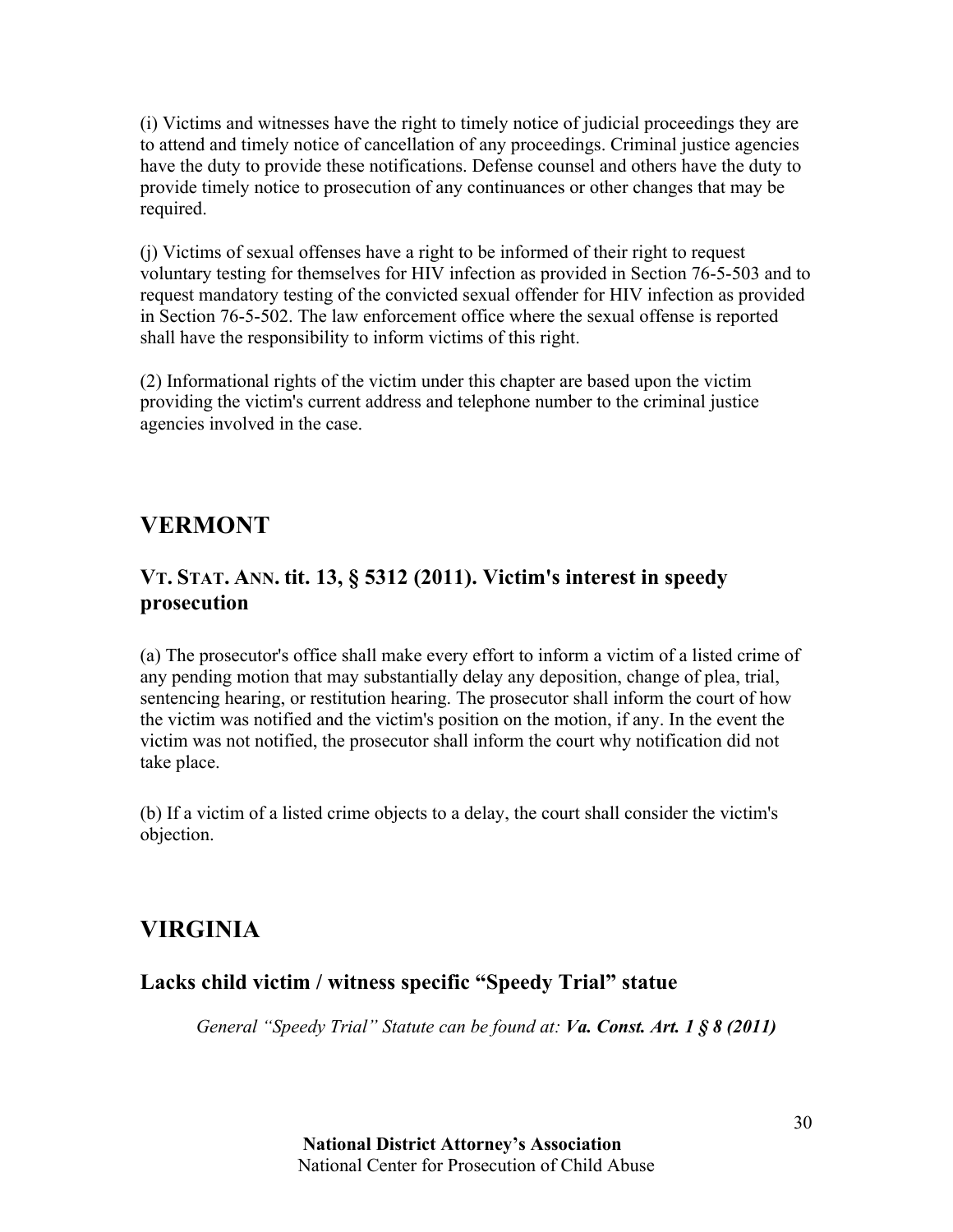(i) Victims and witnesses have the right to timely notice of judicial proceedings they are to attend and timely notice of cancellation of any proceedings. Criminal justice agencies have the duty to provide these notifications. Defense counsel and others have the duty to provide timely notice to prosecution of any continuances or other changes that may be required.

(j) Victims of sexual offenses have a right to be informed of their right to request voluntary testing for themselves for HIV infection as provided in Section 76-5-503 and to request mandatory testing of the convicted sexual offender for HIV infection as provided in Section 76-5-502. The law enforcement office where the sexual offense is reported shall have the responsibility to inform victims of this right.

(2) Informational rights of the victim under this chapter are based upon the victim providing the victim's current address and telephone number to the criminal justice agencies involved in the case.

## VERMONT

### VT. STAT. ANN. tit. 13, § 5312 (2011). Victim's interest in speedy prosecution

(a) The prosecutor's office shall make every effort to inform a victim of a listed crime of any pending motion that may substantially delay any deposition, change of plea, trial, sentencing hearing, or restitution hearing. The prosecutor shall inform the court of how the victim was notified and the victim's position on the motion, if any. In the event the victim was not notified, the prosecutor shall inform the court why notification did not take place.

(b) If a victim of a listed crime objects to a delay, the court shall consider the victim's objection.

## VIRGINIA

### Lacks child victim / witness specific "Speedy Trial" statue

*General "Speedy Trial" Statute can be found at: **Va. Const. Art. 1 § 8 (2011)***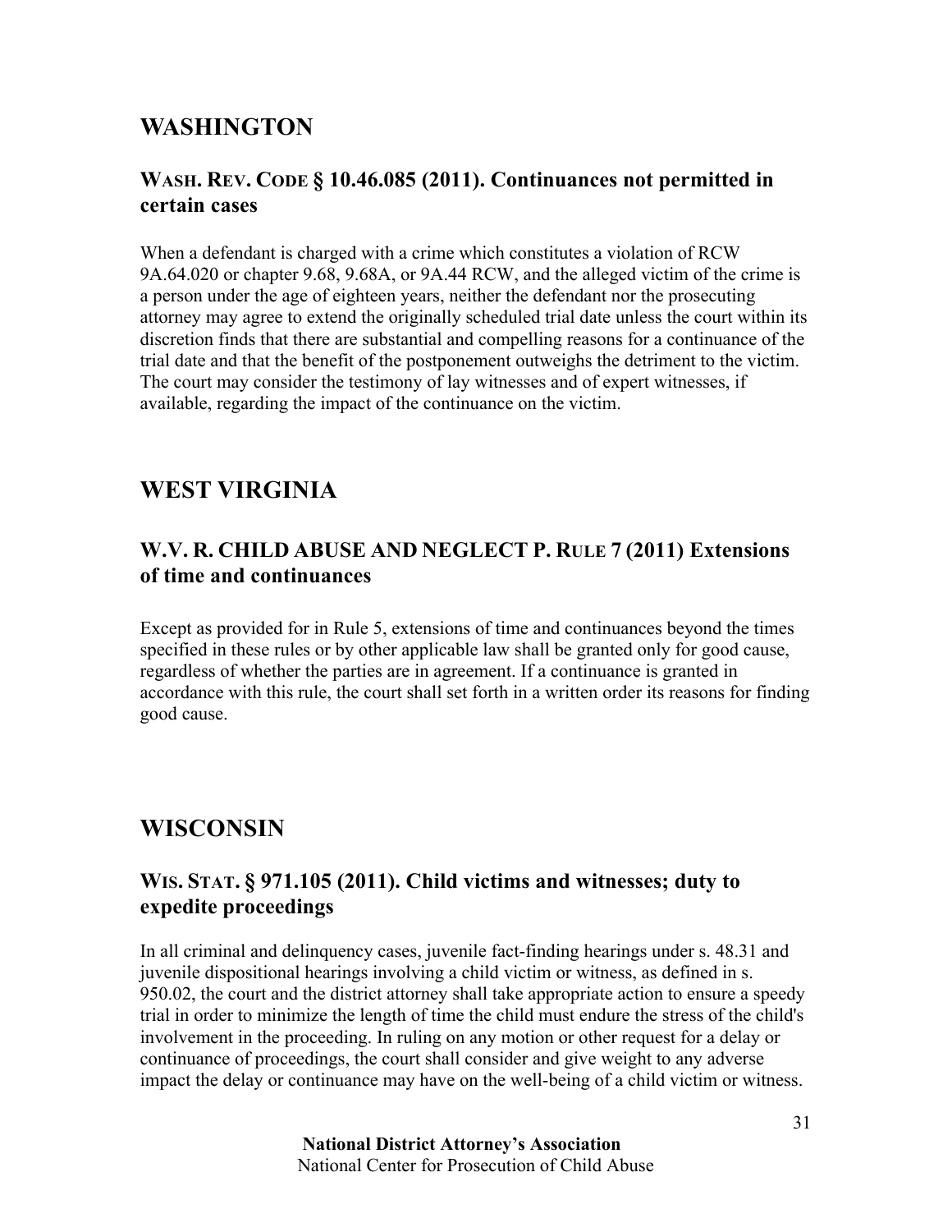## WASHINGTON

### WASH. REV. CODE § 10.46.085 (2011). Continuances not permitted in certain cases

When a defendant is charged with a crime which constitutes a violation of RCW 9A.64.020 or chapter 9.68, 9.68A, or 9A.44 RCW, and the alleged victim of the crime is a person under the age of eighteen years, neither the defendant nor the prosecuting attorney may agree to extend the originally scheduled trial date unless the court within its discretion finds that there are substantial and compelling reasons for a continuance of the trial date and that the benefit of the postponement outweighs the detriment to the victim. The court may consider the testimony of lay witnesses and of expert witnesses, if available, regarding the impact of the continuance on the victim.

## WEST VIRGINIA

### W.V. R. CHILD ABUSE AND NEGLECT P. RULE 7 (2011) Extensions of time and continuances

Except as provided for in Rule 5, extensions of time and continuances beyond the times specified in these rules or by other applicable law shall be granted only for good cause, regardless of whether the parties are in agreement. If a continuance is granted in accordance with this rule, the court shall set forth in a written order its reasons for finding good cause.

## WISCONSIN

### WIS. STAT. § 971.105 (2011). Child victims and witnesses; duty to expedite proceedings

In all criminal and delinquency cases, juvenile fact-finding hearings under s. 48.31 and juvenile dispositional hearings involving a child victim or witness, as defined in s. 950.02, the court and the district attorney shall take appropriate action to ensure a speedy trial in order to minimize the length of time the child must endure the stress of the child's involvement in the proceeding. In ruling on any motion or other request for a delay or continuance of proceedings, the court shall consider and give weight to any adverse impact the delay or continuance may have on the well-being of a child victim or witness.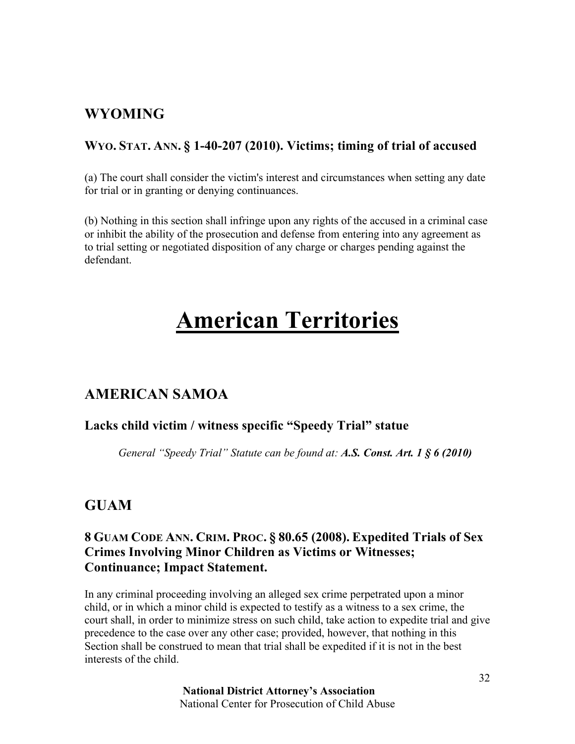## WYOMING

### WYO. STAT. ANN. § 1-40-207 (2010). Victims; timing of trial of accused

(a) The court shall consider the victim's interest and circumstances when setting any date for trial or in granting or denying continuances.

(b) Nothing in this section shall infringe upon any rights of the accused in a criminal case or inhibit the ability of the prosecution and defense from entering into any agreement as to trial setting or negotiated disposition of any charge or charges pending against the defendant.

# American Territories

## AMERICAN SAMOA

### Lacks child victim / witness specific "Speedy Trial" statue

*General "Speedy Trial" Statute can be found at:* ***A.S. Const. Art. 1 § 6 (2010)***

## GUAM

### 8 GUAM CODE ANN. CRIM. PROC. § 80.65 (2008). Expedited Trials of Sex Crimes Involving Minor Children as Victims or Witnesses; Continuance; Impact Statement.

In any criminal proceeding involving an alleged sex crime perpetrated upon a minor child, or in which a minor child is expected to testify as a witness to a sex crime, the court shall, in order to minimize stress on such child, take action to expedite trial and give precedence to the case over any other case; provided, however, that nothing in this Section shall be construed to mean that trial shall be expedited if it is not in the best interests of the child.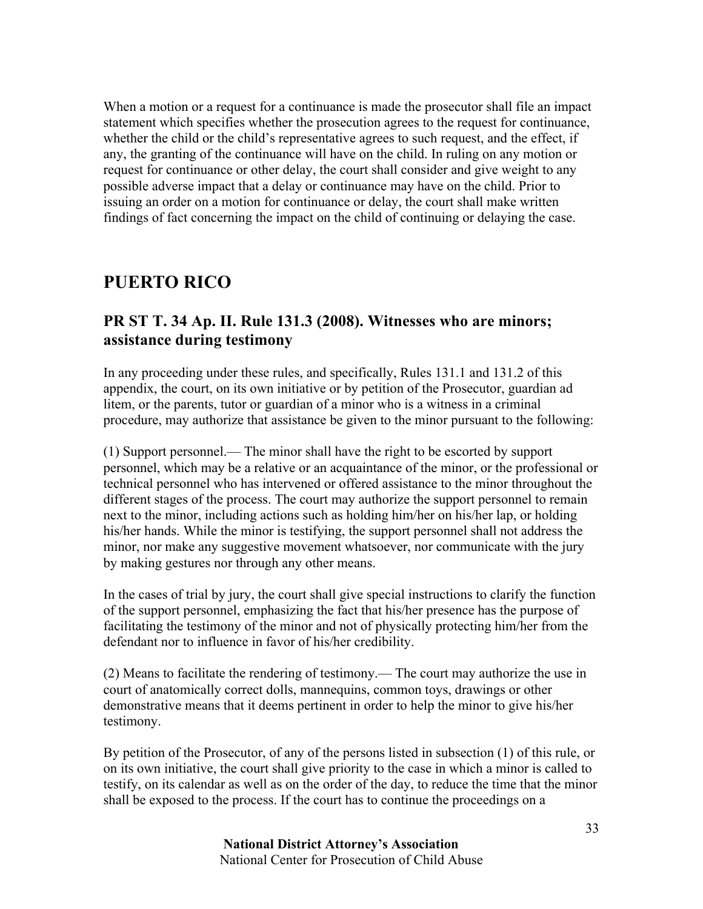When a motion or a request for a continuance is made the prosecutor shall file an impact statement which specifies whether the prosecution agrees to the request for continuance, whether the child or the child's representative agrees to such request, and the effect, if any, the granting of the continuance will have on the child. In ruling on any motion or request for continuance or other delay, the court shall consider and give weight to any possible adverse impact that a delay or continuance may have on the child. Prior to issuing an order on a motion for continuance or delay, the court shall make written findings of fact concerning the impact on the child of continuing or delaying the case.

# PUERTO RICO

## PR ST T. 34 Ap. II. Rule 131.3 (2008). Witnesses who are minors; assistance during testimony

In any proceeding under these rules, and specifically, Rules 131.1 and 131.2 of this appendix, the court, on its own initiative or by petition of the Prosecutor, guardian ad litem, or the parents, tutor or guardian of a minor who is a witness in a criminal procedure, may authorize that assistance be given to the minor pursuant to the following:

(1) Support personnel.— The minor shall have the right to be escorted by support personnel, which may be a relative or an acquaintance of the minor, or the professional or technical personnel who has intervened or offered assistance to the minor throughout the different stages of the process. The court may authorize the support personnel to remain next to the minor, including actions such as holding him/her on his/her lap, or holding his/her hands. While the minor is testifying, the support personnel shall not address the minor, nor make any suggestive movement whatsoever, nor communicate with the jury by making gestures nor through any other means.

In the cases of trial by jury, the court shall give special instructions to clarify the function of the support personnel, emphasizing the fact that his/her presence has the purpose of facilitating the testimony of the minor and not of physically protecting him/her from the defendant nor to influence in favor of his/her credibility.

(2) Means to facilitate the rendering of testimony.— The court may authorize the use in court of anatomically correct dolls, mannequins, common toys, drawings or other demonstrative means that it deems pertinent in order to help the minor to give his/her testimony.

By petition of the Prosecutor, of any of the persons listed in subsection (1) of this rule, or on its own initiative, the court shall give priority to the case in which a minor is called to testify, on its calendar as well as on the order of the day, to reduce the time that the minor shall be exposed to the process. If the court has to continue the proceedings on a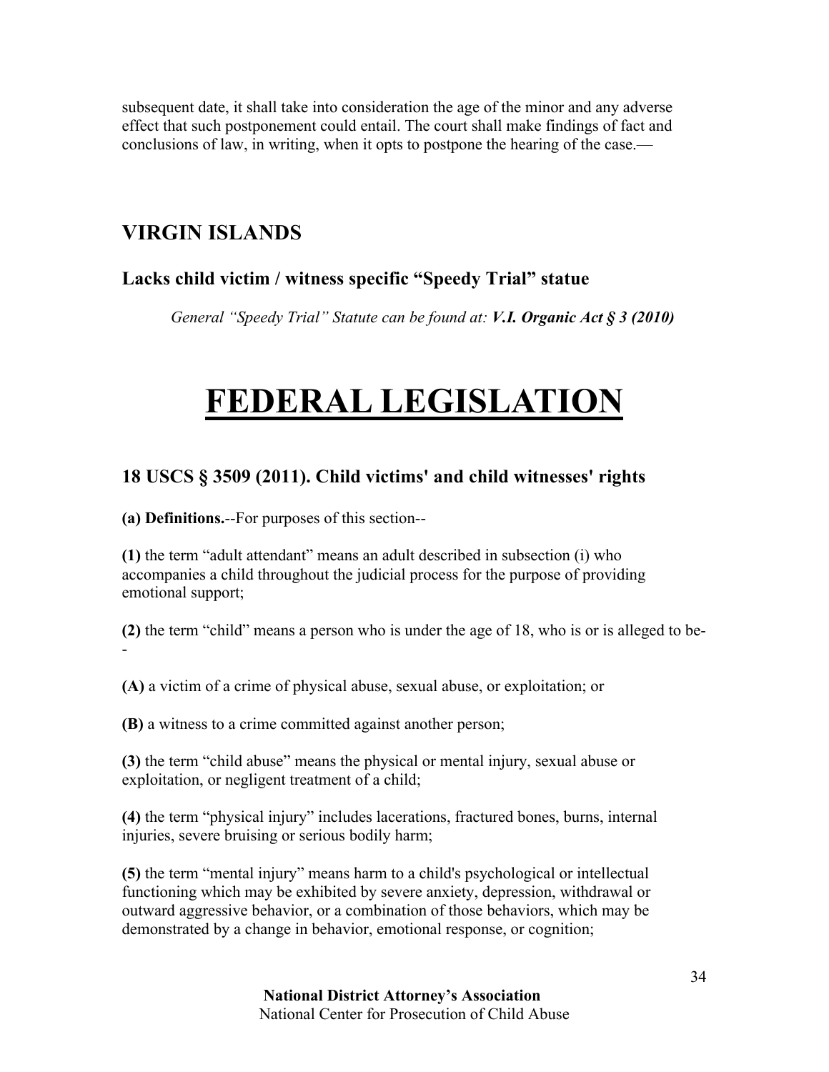subsequent date, it shall take into consideration the age of the minor and any adverse effect that such postponement could entail. The court shall make findings of fact and conclusions of law, in writing, when it opts to postpone the hearing of the case.—

## VIRGIN ISLANDS

### Lacks child victim / witness specific "Speedy Trial" statue

*General "Speedy Trial" Statute can be found at: **V.I. Organic Act § 3 (2010)***

# FEDERAL LEGISLATION

### 18 USCS § 3509 (2011). Child victims' and child witnesses' rights

**(a) Definitions.**--For purposes of this section--

**(1)** the term "adult attendant" means an adult described in subsection (i) who accompanies a child throughout the judicial process for the purpose of providing emotional support;

**(2)** the term "child" means a person who is under the age of 18, who is or is alleged to be--

**(A)** a victim of a crime of physical abuse, sexual abuse, or exploitation; or

**(B)** a witness to a crime committed against another person;

**(3)** the term "child abuse" means the physical or mental injury, sexual abuse or exploitation, or negligent treatment of a child;

**(4)** the term "physical injury" includes lacerations, fractured bones, burns, internal injuries, severe bruising or serious bodily harm;

**(5)** the term "mental injury" means harm to a child's psychological or intellectual functioning which may be exhibited by severe anxiety, depression, withdrawal or outward aggressive behavior, or a combination of those behaviors, which may be demonstrated by a change in behavior, emotional response, or cognition;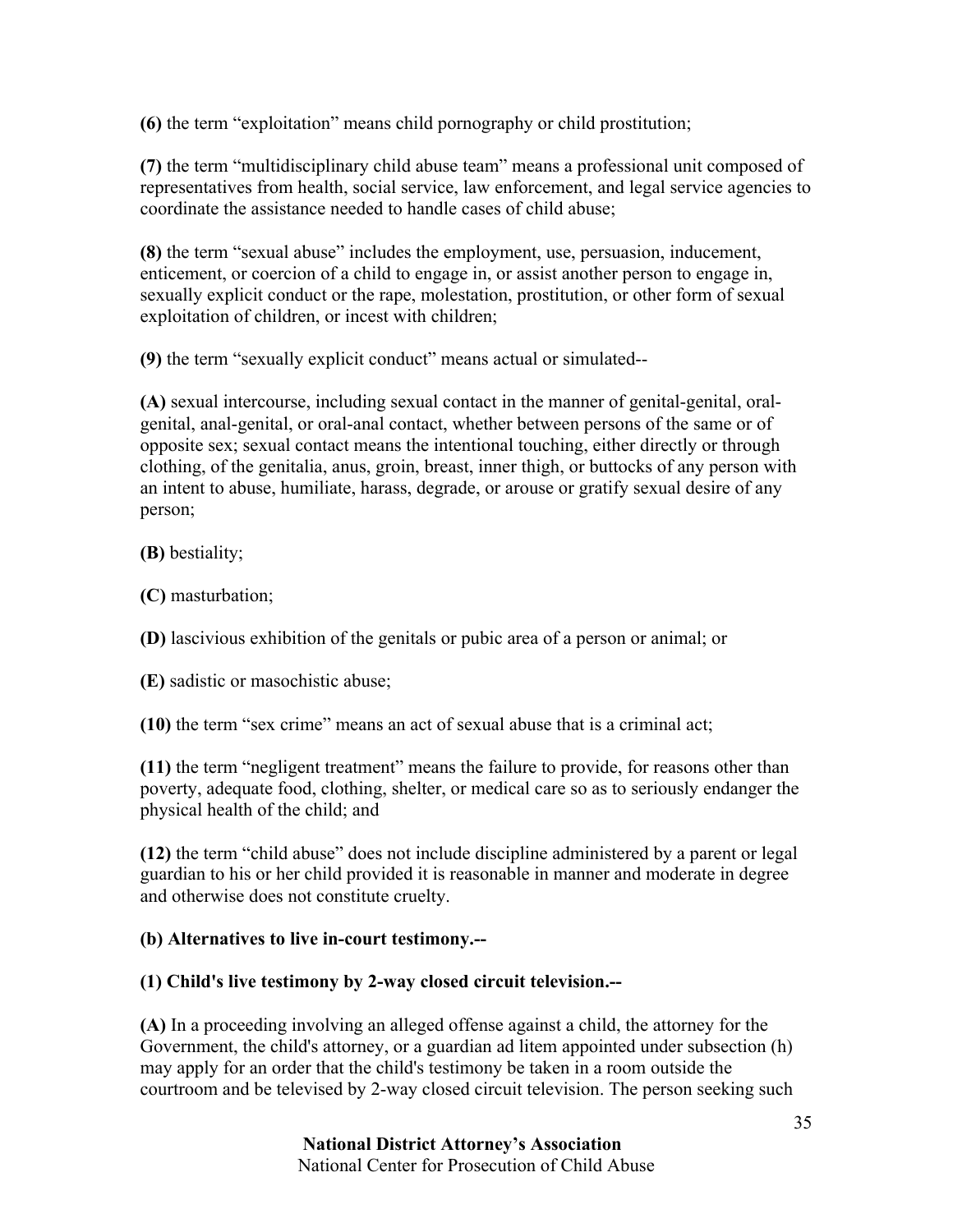**(6)** the term “exploitation” means child pornography or child prostitution;

**(7)** the term “multidisciplinary child abuse team” means a professional unit composed of representatives from health, social service, law enforcement, and legal service agencies to coordinate the assistance needed to handle cases of child abuse;

**(8)** the term “sexual abuse” includes the employment, use, persuasion, inducement, enticement, or coercion of a child to engage in, or assist another person to engage in, sexually explicit conduct or the rape, molestation, prostitution, or other form of sexual exploitation of children, or incest with children;

**(9)** the term “sexually explicit conduct” means actual or simulated--

**(A)** sexual intercourse, including sexual contact in the manner of genital-genital, oral-genital, anal-genital, or oral-anal contact, whether between persons of the same or of opposite sex; sexual contact means the intentional touching, either directly or through clothing, of the genitalia, anus, groin, breast, inner thigh, or buttocks of any person with an intent to abuse, humiliate, harass, degrade, or arouse or gratify sexual desire of any person;

**(B)** bestiality;

**(C)** masturbation;

**(D)** lascivious exhibition of the genitals or pubic area of a person or animal; or

**(E)** sadistic or masochistic abuse;

**(10)** the term “sex crime” means an act of sexual abuse that is a criminal act;

**(11)** the term “negligent treatment” means the failure to provide, for reasons other than poverty, adequate food, clothing, shelter, or medical care so as to seriously endanger the physical health of the child; and

**(12)** the term “child abuse” does not include discipline administered by a parent or legal guardian to his or her child provided it is reasonable in manner and moderate in degree and otherwise does not constitute cruelty.

**(b) Alternatives to live in-court testimony.--**

**(1) Child's live testimony by 2-way closed circuit television.--**

**(A)** In a proceeding involving an alleged offense against a child, the attorney for the Government, the child's attorney, or a guardian ad litem appointed under subsection (h) may apply for an order that the child's testimony be taken in a room outside the courtroom and be televised by 2-way closed circuit television. The person seeking such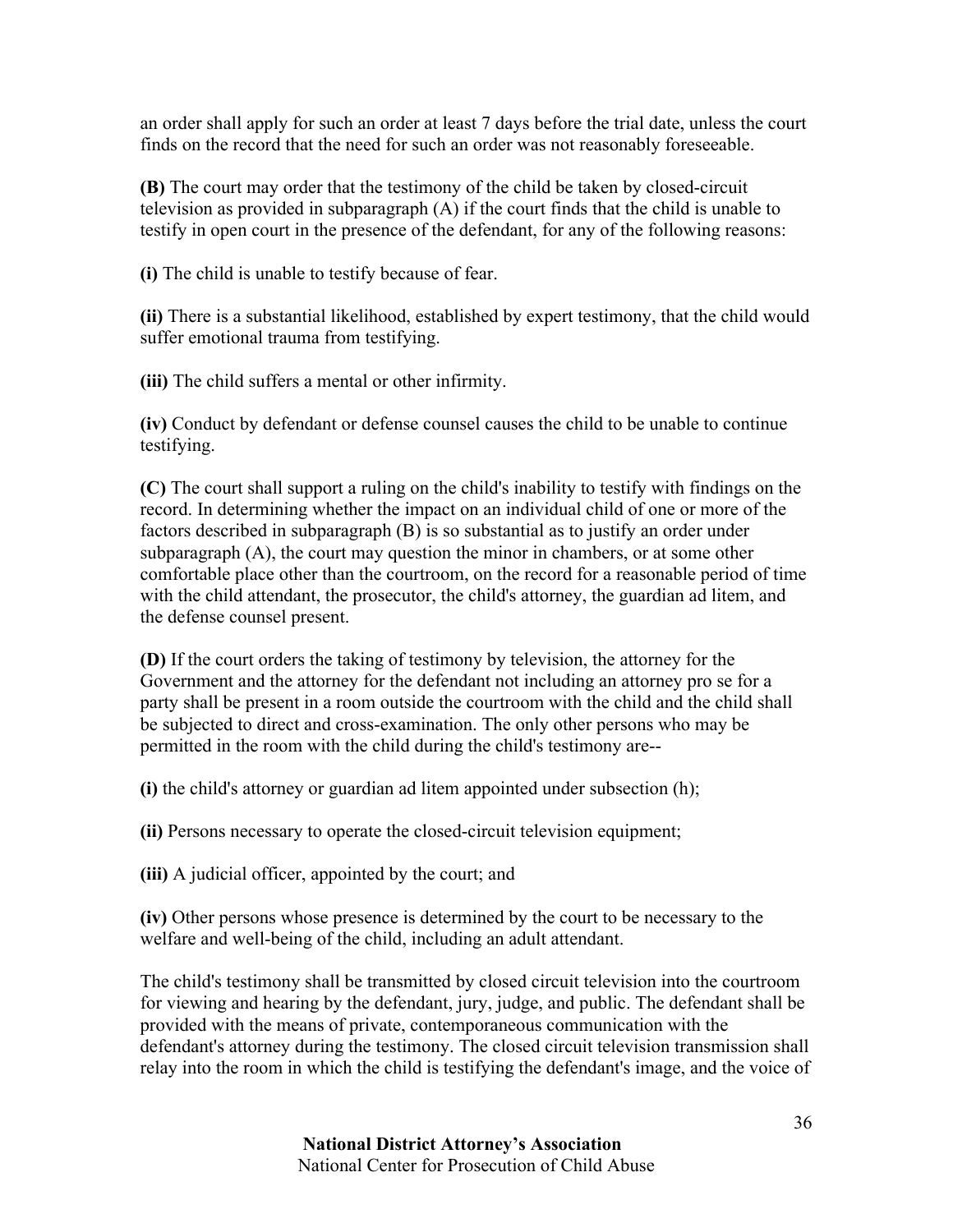an order shall apply for such an order at least 7 days before the trial date, unless the court finds on the record that the need for such an order was not reasonably foreseeable.

**(B)** The court may order that the testimony of the child be taken by closed-circuit television as provided in subparagraph (A) if the court finds that the child is unable to testify in open court in the presence of the defendant, for any of the following reasons:

**(i)** The child is unable to testify because of fear.

**(ii)** There is a substantial likelihood, established by expert testimony, that the child would suffer emotional trauma from testifying.

**(iii)** The child suffers a mental or other infirmity.

**(iv)** Conduct by defendant or defense counsel causes the child to be unable to continue testifying.

**(C)** The court shall support a ruling on the child's inability to testify with findings on the record. In determining whether the impact on an individual child of one or more of the factors described in subparagraph (B) is so substantial as to justify an order under subparagraph (A), the court may question the minor in chambers, or at some other comfortable place other than the courtroom, on the record for a reasonable period of time with the child attendant, the prosecutor, the child's attorney, the guardian ad litem, and the defense counsel present.

**(D)** If the court orders the taking of testimony by television, the attorney for the Government and the attorney for the defendant not including an attorney pro se for a party shall be present in a room outside the courtroom with the child and the child shall be subjected to direct and cross-examination. The only other persons who may be permitted in the room with the child during the child's testimony are--

**(i)** the child's attorney or guardian ad litem appointed under subsection (h);

**(ii)** Persons necessary to operate the closed-circuit television equipment;

**(iii)** A judicial officer, appointed by the court; and

**(iv)** Other persons whose presence is determined by the court to be necessary to the welfare and well-being of the child, including an adult attendant.

The child's testimony shall be transmitted by closed circuit television into the courtroom for viewing and hearing by the defendant, jury, judge, and public. The defendant shall be provided with the means of private, contemporaneous communication with the defendant's attorney during the testimony. The closed circuit television transmission shall relay into the room in which the child is testifying the defendant's image, and the voice of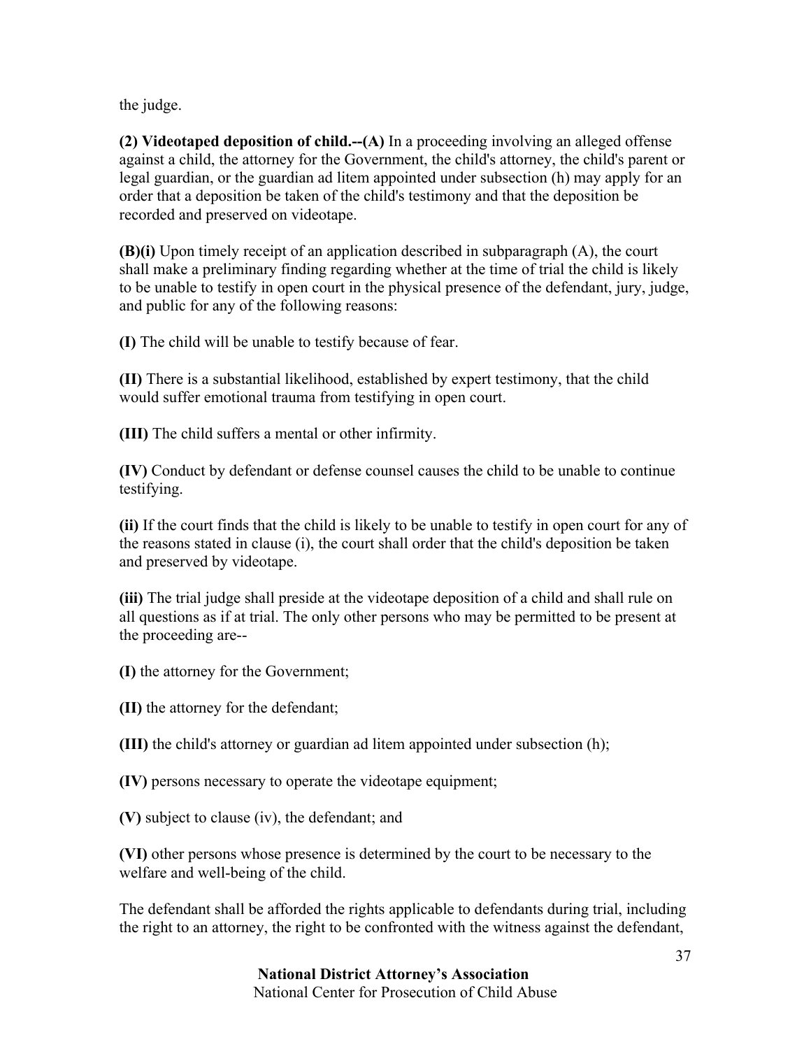the judge.

**(2) Videotaped deposition of child.--(A)** In a proceeding involving an alleged offense against a child, the attorney for the Government, the child's attorney, the child's parent or legal guardian, or the guardian ad litem appointed under subsection (h) may apply for an order that a deposition be taken of the child's testimony and that the deposition be recorded and preserved on videotape.

**(B)(i)** Upon timely receipt of an application described in subparagraph (A), the court shall make a preliminary finding regarding whether at the time of trial the child is likely to be unable to testify in open court in the physical presence of the defendant, jury, judge, and public for any of the following reasons:

**(I)** The child will be unable to testify because of fear.

**(II)** There is a substantial likelihood, established by expert testimony, that the child would suffer emotional trauma from testifying in open court.

**(III)** The child suffers a mental or other infirmity.

**(IV)** Conduct by defendant or defense counsel causes the child to be unable to continue testifying.

**(ii)** If the court finds that the child is likely to be unable to testify in open court for any of the reasons stated in clause (i), the court shall order that the child's deposition be taken and preserved by videotape.

**(iii)** The trial judge shall preside at the videotape deposition of a child and shall rule on all questions as if at trial. The only other persons who may be permitted to be present at the proceeding are--

**(I)** the attorney for the Government;

**(II)** the attorney for the defendant;

**(III)** the child's attorney or guardian ad litem appointed under subsection (h);

**(IV)** persons necessary to operate the videotape equipment;

**(V)** subject to clause (iv), the defendant; and

**(VI)** other persons whose presence is determined by the court to be necessary to the welfare and well-being of the child.

The defendant shall be afforded the rights applicable to defendants during trial, including the right to an attorney, the right to be confronted with the witness against the defendant,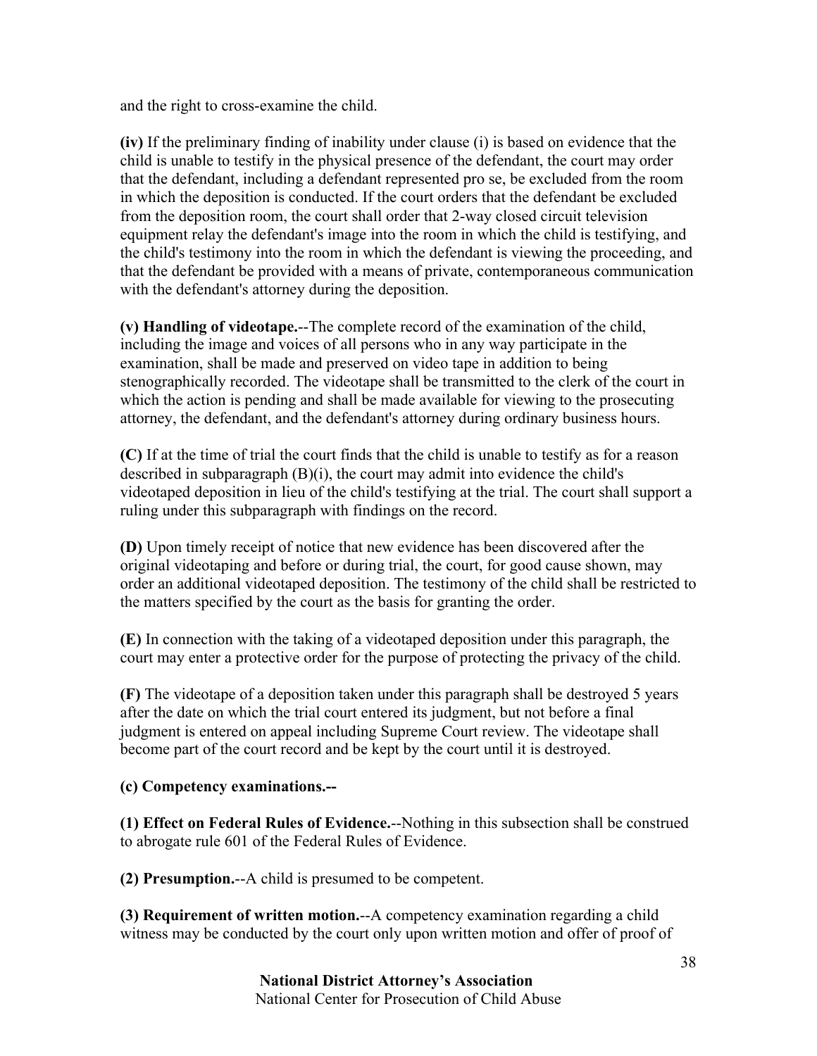and the right to cross-examine the child.

**(iv)** If the preliminary finding of inability under clause (i) is based on evidence that the child is unable to testify in the physical presence of the defendant, the court may order that the defendant, including a defendant represented pro se, be excluded from the room in which the deposition is conducted. If the court orders that the defendant be excluded from the deposition room, the court shall order that 2-way closed circuit television equipment relay the defendant's image into the room in which the child is testifying, and the child's testimony into the room in which the defendant is viewing the proceeding, and that the defendant be provided with a means of private, contemporaneous communication with the defendant's attorney during the deposition.

**(v) Handling of videotape.**--The complete record of the examination of the child, including the image and voices of all persons who in any way participate in the examination, shall be made and preserved on video tape in addition to being stenographically recorded. The videotape shall be transmitted to the clerk of the court in which the action is pending and shall be made available for viewing to the prosecuting attorney, the defendant, and the defendant's attorney during ordinary business hours.

**(C)** If at the time of trial the court finds that the child is unable to testify as for a reason described in subparagraph (B)(i), the court may admit into evidence the child's videotaped deposition in lieu of the child's testifying at the trial. The court shall support a ruling under this subparagraph with findings on the record.

**(D)** Upon timely receipt of notice that new evidence has been discovered after the original videotaping and before or during trial, the court, for good cause shown, may order an additional videotaped deposition. The testimony of the child shall be restricted to the matters specified by the court as the basis for granting the order.

**(E)** In connection with the taking of a videotaped deposition under this paragraph, the court may enter a protective order for the purpose of protecting the privacy of the child.

**(F)** The videotape of a deposition taken under this paragraph shall be destroyed 5 years after the date on which the trial court entered its judgment, but not before a final judgment is entered on appeal including Supreme Court review. The videotape shall become part of the court record and be kept by the court until it is destroyed.

**(c) Competency examinations.--**

**(1) Effect on Federal Rules of Evidence.**--Nothing in this subsection shall be construed to abrogate rule 601 of the Federal Rules of Evidence.

**(2) Presumption.**--A child is presumed to be competent.

**(3) Requirement of written motion.**--A competency examination regarding a child witness may be conducted by the court only upon written motion and offer of proof of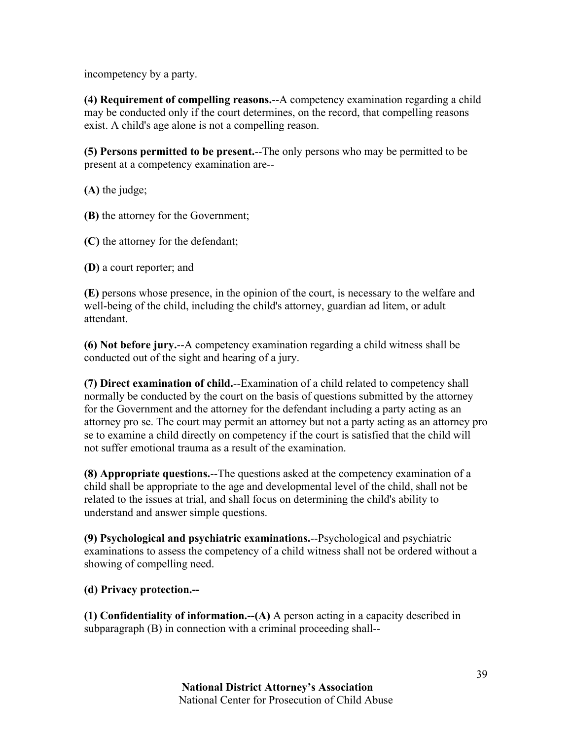incompetency by a party.

**(4) Requirement of compelling reasons.**--A competency examination regarding a child may be conducted only if the court determines, on the record, that compelling reasons exist. A child's age alone is not a compelling reason.

**(5) Persons permitted to be present.**--The only persons who may be permitted to be present at a competency examination are--

**(A)** the judge;

**(B)** the attorney for the Government;

**(C)** the attorney for the defendant;

**(D)** a court reporter; and

**(E)** persons whose presence, in the opinion of the court, is necessary to the welfare and well-being of the child, including the child's attorney, guardian ad litem, or adult attendant.

**(6) Not before jury.**--A competency examination regarding a child witness shall be conducted out of the sight and hearing of a jury.

**(7) Direct examination of child.**--Examination of a child related to competency shall normally be conducted by the court on the basis of questions submitted by the attorney for the Government and the attorney for the defendant including a party acting as an attorney pro se. The court may permit an attorney but not a party acting as an attorney pro se to examine a child directly on competency if the court is satisfied that the child will not suffer emotional trauma as a result of the examination.

**(8) Appropriate questions.**--The questions asked at the competency examination of a child shall be appropriate to the age and developmental level of the child, shall not be related to the issues at trial, and shall focus on determining the child's ability to understand and answer simple questions.

**(9) Psychological and psychiatric examinations.**--Psychological and psychiatric examinations to assess the competency of a child witness shall not be ordered without a showing of compelling need.

**(d) Privacy protection.--**

**(1) Confidentiality of information.--(A)** A person acting in a capacity described in subparagraph (B) in connection with a criminal proceeding shall--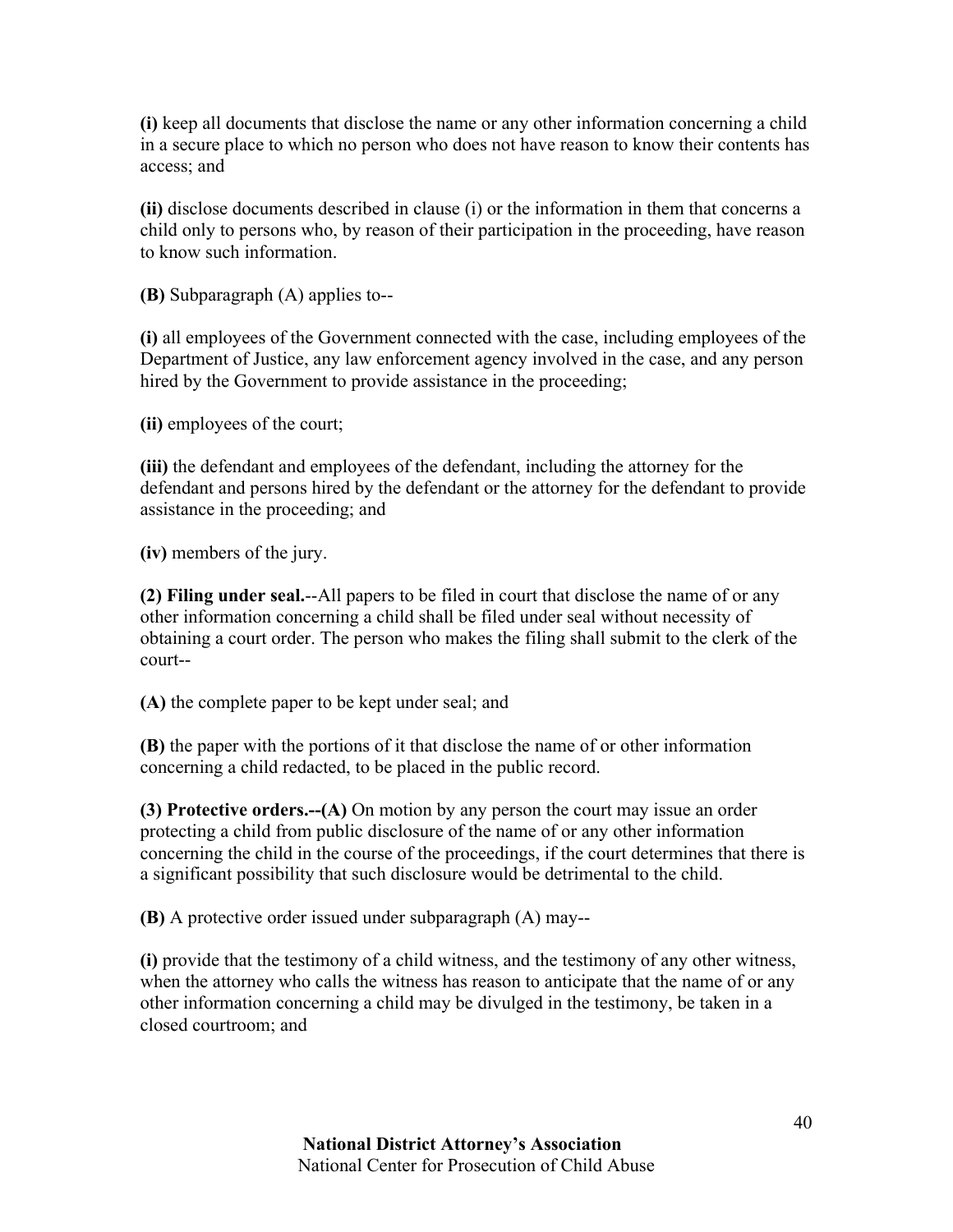**(i)** keep all documents that disclose the name or any other information concerning a child in a secure place to which no person who does not have reason to know their contents has access; and

**(ii)** disclose documents described in clause (i) or the information in them that concerns a child only to persons who, by reason of their participation in the proceeding, have reason to know such information.

**(B)** Subparagraph (A) applies to--

**(i)** all employees of the Government connected with the case, including employees of the Department of Justice, any law enforcement agency involved in the case, and any person hired by the Government to provide assistance in the proceeding;

**(ii)** employees of the court;

**(iii)** the defendant and employees of the defendant, including the attorney for the defendant and persons hired by the defendant or the attorney for the defendant to provide assistance in the proceeding; and

**(iv)** members of the jury.

**(2) Filing under seal.**--All papers to be filed in court that disclose the name of or any other information concerning a child shall be filed under seal without necessity of obtaining a court order. The person who makes the filing shall submit to the clerk of the court--

**(A)** the complete paper to be kept under seal; and

**(B)** the paper with the portions of it that disclose the name of or other information concerning a child redacted, to be placed in the public record.

**(3) Protective orders.--(A)** On motion by any person the court may issue an order protecting a child from public disclosure of the name of or any other information concerning the child in the course of the proceedings, if the court determines that there is a significant possibility that such disclosure would be detrimental to the child.

**(B)** A protective order issued under subparagraph (A) may--

**(i)** provide that the testimony of a child witness, and the testimony of any other witness, when the attorney who calls the witness has reason to anticipate that the name of or any other information concerning a child may be divulged in the testimony, be taken in a closed courtroom; and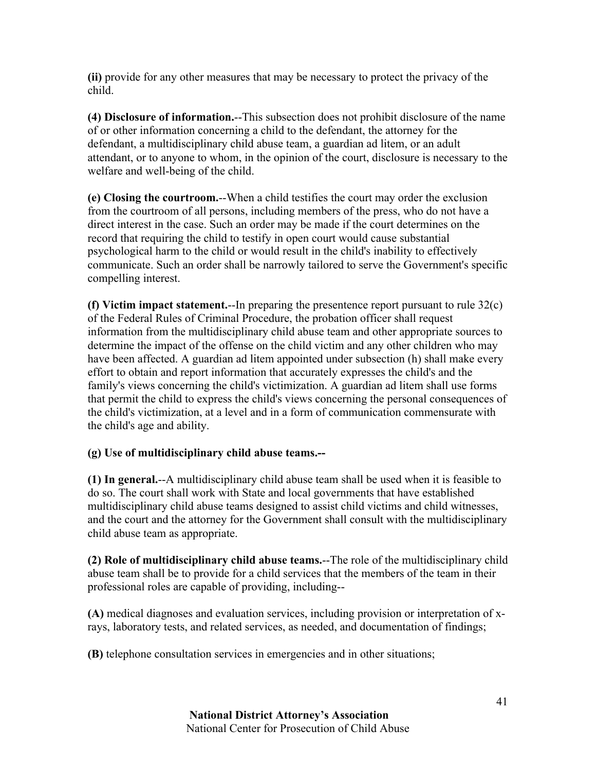**(ii)** provide for any other measures that may be necessary to protect the privacy of the child.

**(4) Disclosure of information.**--This subsection does not prohibit disclosure of the name of or other information concerning a child to the defendant, the attorney for the defendant, a multidisciplinary child abuse team, a guardian ad litem, or an adult attendant, or to anyone to whom, in the opinion of the court, disclosure is necessary to the welfare and well-being of the child.

**(e) Closing the courtroom.**--When a child testifies the court may order the exclusion from the courtroom of all persons, including members of the press, who do not have a direct interest in the case. Such an order may be made if the court determines on the record that requiring the child to testify in open court would cause substantial psychological harm to the child or would result in the child's inability to effectively communicate. Such an order shall be narrowly tailored to serve the Government's specific compelling interest.

**(f) Victim impact statement.**--In preparing the presentence report pursuant to rule 32(c) of the Federal Rules of Criminal Procedure, the probation officer shall request information from the multidisciplinary child abuse team and other appropriate sources to determine the impact of the offense on the child victim and any other children who may have been affected. A guardian ad litem appointed under subsection (h) shall make every effort to obtain and report information that accurately expresses the child's and the family's views concerning the child's victimization. A guardian ad litem shall use forms that permit the child to express the child's views concerning the personal consequences of the child's victimization, at a level and in a form of communication commensurate with the child's age and ability.

**(g) Use of multidisciplinary child abuse teams.--**

**(1) In general.**--A multidisciplinary child abuse team shall be used when it is feasible to do so. The court shall work with State and local governments that have established multidisciplinary child abuse teams designed to assist child victims and child witnesses, and the court and the attorney for the Government shall consult with the multidisciplinary child abuse team as appropriate.

**(2) Role of multidisciplinary child abuse teams.**--The role of the multidisciplinary child abuse team shall be to provide for a child services that the members of the team in their professional roles are capable of providing, including--

**(A)** medical diagnoses and evaluation services, including provision or interpretation of x-rays, laboratory tests, and related services, as needed, and documentation of findings;

**(B)** telephone consultation services in emergencies and in other situations;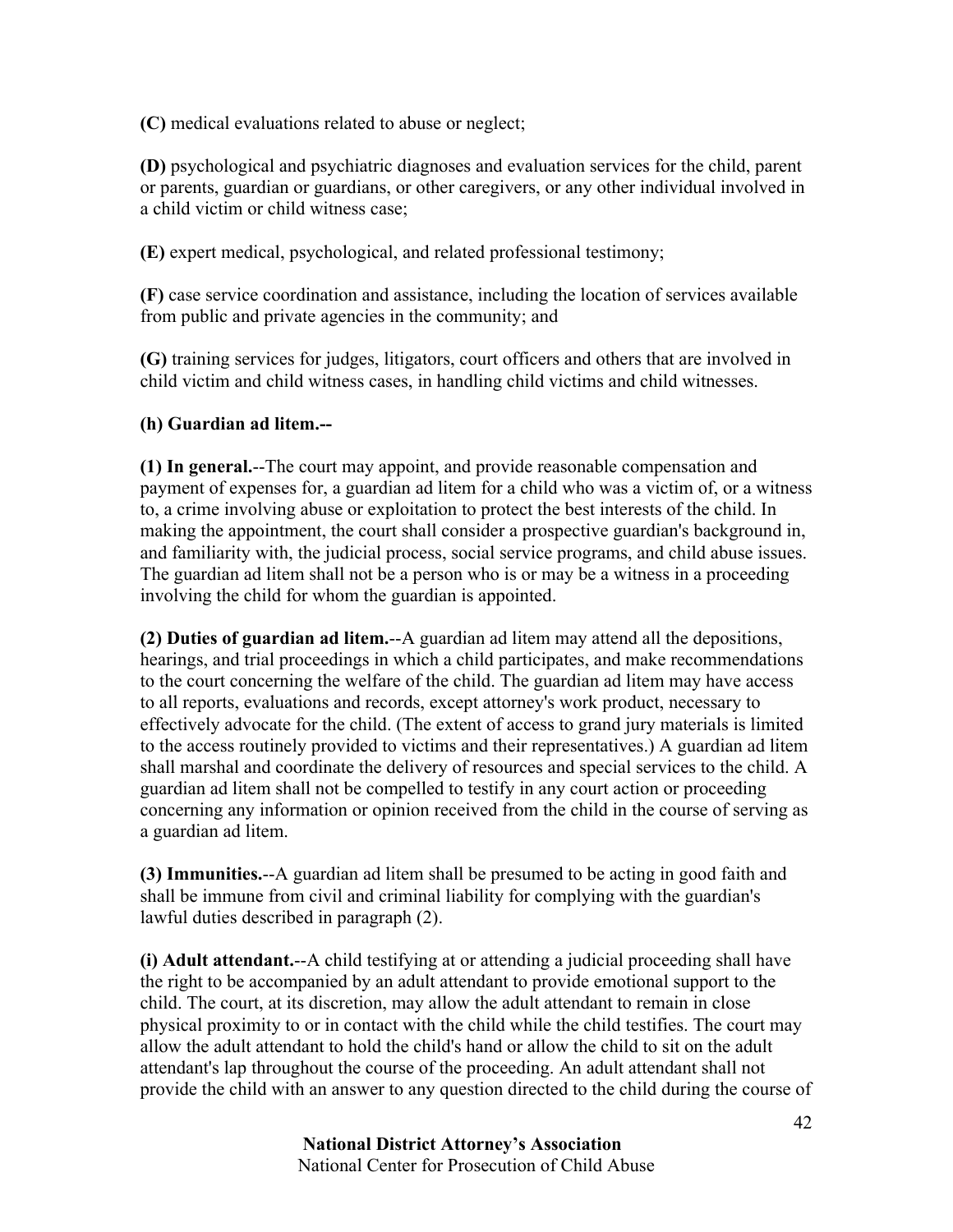**(C)** medical evaluations related to abuse or neglect;

**(D)** psychological and psychiatric diagnoses and evaluation services for the child, parent or parents, guardian or guardians, or other caregivers, or any other individual involved in a child victim or child witness case;

**(E)** expert medical, psychological, and related professional testimony;

**(F)** case service coordination and assistance, including the location of services available from public and private agencies in the community; and

**(G)** training services for judges, litigators, court officers and others that are involved in child victim and child witness cases, in handling child victims and child witnesses.

**(h) Guardian ad litem.--**

**(1) In general.**--The court may appoint, and provide reasonable compensation and payment of expenses for, a guardian ad litem for a child who was a victim of, or a witness to, a crime involving abuse or exploitation to protect the best interests of the child. In making the appointment, the court shall consider a prospective guardian's background in, and familiarity with, the judicial process, social service programs, and child abuse issues. The guardian ad litem shall not be a person who is or may be a witness in a proceeding involving the child for whom the guardian is appointed.

**(2) Duties of guardian ad litem.**--A guardian ad litem may attend all the depositions, hearings, and trial proceedings in which a child participates, and make recommendations to the court concerning the welfare of the child. The guardian ad litem may have access to all reports, evaluations and records, except attorney's work product, necessary to effectively advocate for the child. (The extent of access to grand jury materials is limited to the access routinely provided to victims and their representatives.) A guardian ad litem shall marshal and coordinate the delivery of resources and special services to the child. A guardian ad litem shall not be compelled to testify in any court action or proceeding concerning any information or opinion received from the child in the course of serving as a guardian ad litem.

**(3) Immunities.**--A guardian ad litem shall be presumed to be acting in good faith and shall be immune from civil and criminal liability for complying with the guardian's lawful duties described in paragraph (2).

**(i) Adult attendant.**--A child testifying at or attending a judicial proceeding shall have the right to be accompanied by an adult attendant to provide emotional support to the child. The court, at its discretion, may allow the adult attendant to remain in close physical proximity to or in contact with the child while the child testifies. The court may allow the adult attendant to hold the child's hand or allow the child to sit on the adult attendant's lap throughout the course of the proceeding. An adult attendant shall not provide the child with an answer to any question directed to the child during the course of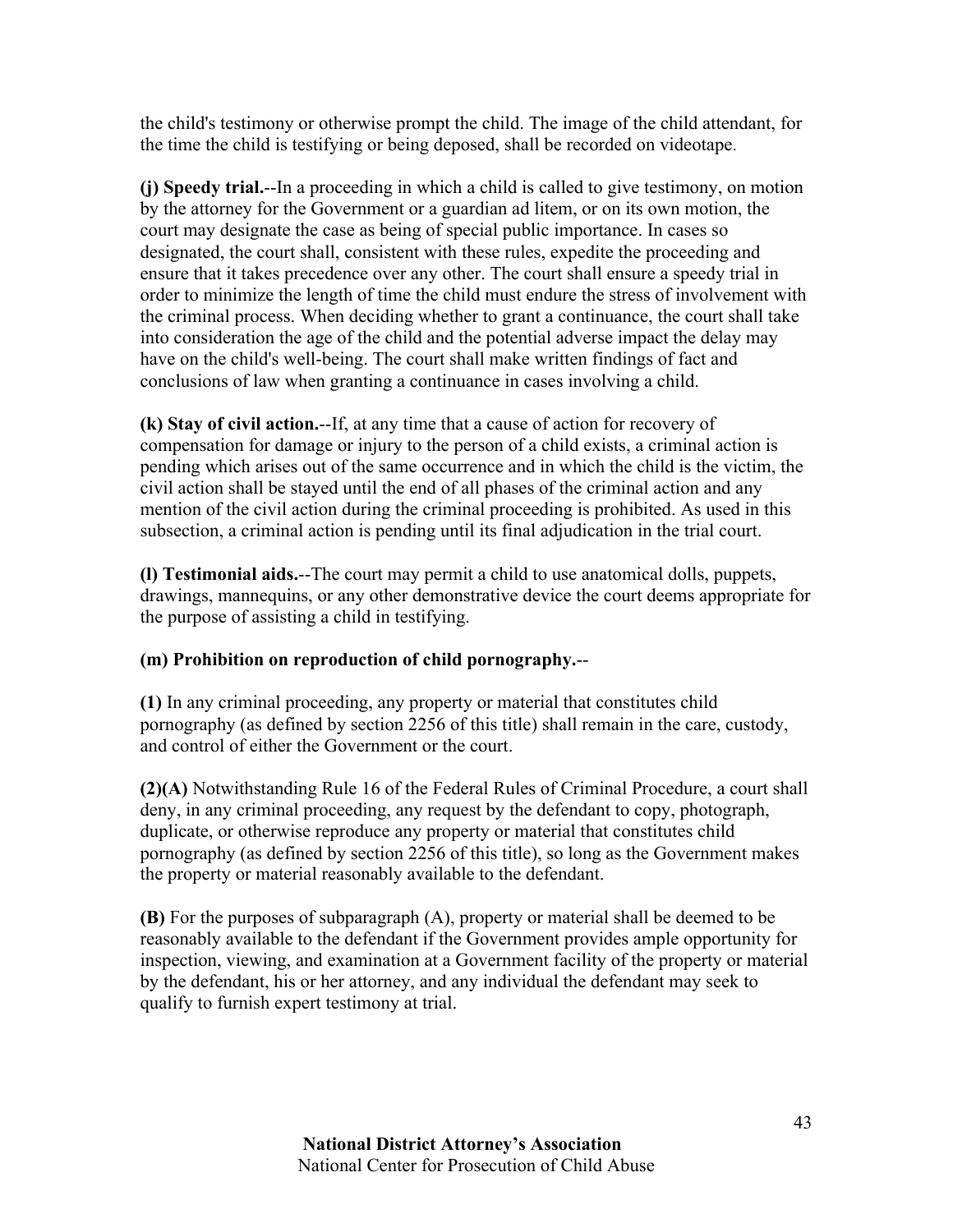the child's testimony or otherwise prompt the child. The image of the child attendant, for the time the child is testifying or being deposed, shall be recorded on videotape.

**(j) Speedy trial.**--In a proceeding in which a child is called to give testimony, on motion by the attorney for the Government or a guardian ad litem, or on its own motion, the court may designate the case as being of special public importance. In cases so designated, the court shall, consistent with these rules, expedite the proceeding and ensure that it takes precedence over any other. The court shall ensure a speedy trial in order to minimize the length of time the child must endure the stress of involvement with the criminal process. When deciding whether to grant a continuance, the court shall take into consideration the age of the child and the potential adverse impact the delay may have on the child's well-being. The court shall make written findings of fact and conclusions of law when granting a continuance in cases involving a child.

**(k) Stay of civil action.**--If, at any time that a cause of action for recovery of compensation for damage or injury to the person of a child exists, a criminal action is pending which arises out of the same occurrence and in which the child is the victim, the civil action shall be stayed until the end of all phases of the criminal action and any mention of the civil action during the criminal proceeding is prohibited. As used in this subsection, a criminal action is pending until its final adjudication in the trial court.

**(l) Testimonial aids.**--The court may permit a child to use anatomical dolls, puppets, drawings, mannequins, or any other demonstrative device the court deems appropriate for the purpose of assisting a child in testifying.

**(m) Prohibition on reproduction of child pornography.**--

**(1)** In any criminal proceeding, any property or material that constitutes child pornography (as defined by section 2256 of this title) shall remain in the care, custody, and control of either the Government or the court.

**(2)(A)** Notwithstanding Rule 16 of the Federal Rules of Criminal Procedure, a court shall deny, in any criminal proceeding, any request by the defendant to copy, photograph, duplicate, or otherwise reproduce any property or material that constitutes child pornography (as defined by section 2256 of this title), so long as the Government makes the property or material reasonably available to the defendant.

**(B)** For the purposes of subparagraph (A), property or material shall be deemed to be reasonably available to the defendant if the Government provides ample opportunity for inspection, viewing, and examination at a Government facility of the property or material by the defendant, his or her attorney, and any individual the defendant may seek to qualify to furnish expert testimony at trial.